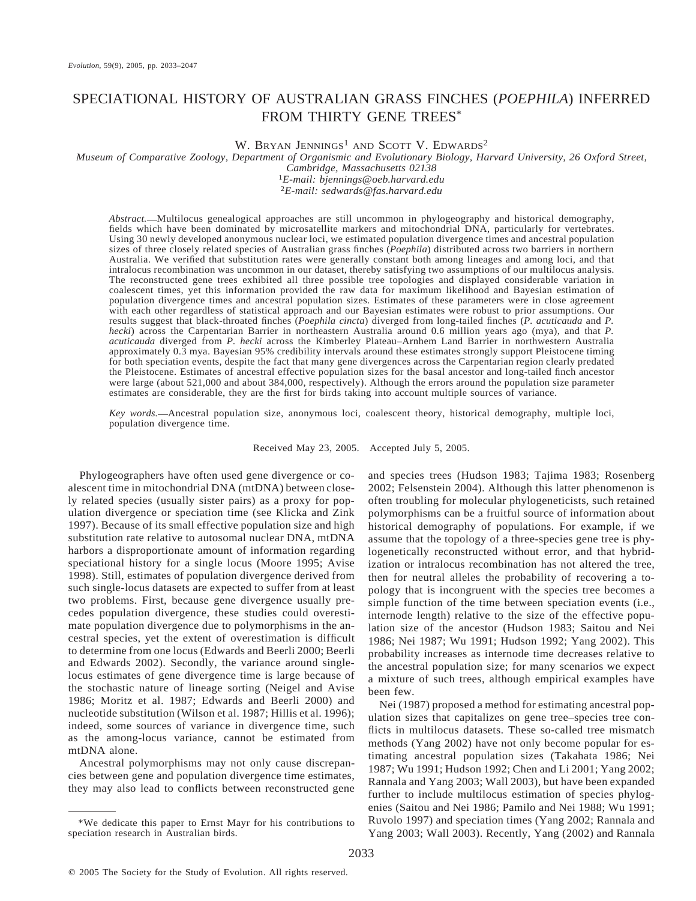# SPECIATIONAL HISTORY OF AUSTRALIAN GRASS FINCHES (*POEPHILA*) INFERRED FROM THIRTY GENE TREES*

W. Bryan Jennings[1] and Scott V. Edwards[2]

*Museum of Comparative Zoology, Department of Organismic and Evolutionary Biology, Harvard University, 26 Oxford Street, Cambridge, Massachusetts 02138*

[1]*E-mail: bjennings@oeb.harvard.edu*

[2]*E-mail: sedwards@fas.harvard.edu*

*Abstract.*—Multilocus genealogical approaches are still uncommon in phylogeography and historical demography, fields which have been dominated by microsatellite markers and mitochondrial DNA, particularly for vertebrates. Using 30 newly developed anonymous nuclear loci, we estimated population divergence times and ancestral population sizes of three closely related species of Australian grass finches (*Poephila*) distributed across two barriers in northern Australia. We verified that substitution rates were generally constant both among lineages and among loci, and that intralocus recombination was uncommon in our dataset, thereby satisfying two assumptions of our multilocus analysis. The reconstructed gene trees exhibited all three possible tree topologies and displayed considerable variation in coalescent times, yet this information provided the raw data for maximum likelihood and Bayesian estimation of population divergence times and ancestral population sizes. Estimates of these parameters were in close agreement with each other regardless of statistical approach and our Bayesian estimates were robust to prior assumptions. Our results suggest that black-throated finches (*Poephila cincta*) diverged from long-tailed finches (*P. acuticauda* and *P. hecki*) across the Carpentarian Barrier in northeastern Australia around 0.6 million years ago (mya), and that *P. acuticauda* diverged from *P. hecki* across the Kimberley Plateau–Arnhem Land Barrier in northwestern Australia approximately 0.3 mya. Bayesian 95% credibility intervals around these estimates strongly support Pleistocene timing for both speciation events, despite the fact that many gene divergences across the Carpentarian region clearly predated the Pleistocene. Estimates of ancestral effective population sizes for the basal ancestor and long-tailed finch ancestor were large (about 521,000 and about 384,000, respectively). Although the errors around the population size parameter estimates are considerable, they are the first for birds taking into account multiple sources of variance.

*Key words.*—Ancestral population size, anonymous loci, coalescent theory, historical demography, multiple loci, population divergence time.

Received May 23, 2005. Accepted July 5, 2005.

Phylogeographers have often used gene divergence or coalescent time in mitochondrial DNA (mtDNA) between closely related species (usually sister pairs) as a proxy for population divergence or speciation time (see Klicka and Zink 1997). Because of its small effective population size and high substitution rate relative to autosomal nuclear DNA, mtDNA harbors a disproportionate amount of information regarding speciational history for a single locus (Moore 1995; Avise 1998). Still, estimates of population divergence derived from such single-locus datasets are expected to suffer from at least two problems. First, because gene divergence usually precedes population divergence, these studies could overestimate population divergence due to polymorphisms in the ancestral species, yet the extent of overestimation is difficult to determine from one locus (Edwards and Beerli 2000; Beerli and Edwards 2002). Secondly, the variance around single-locus estimates of gene divergence time is large because of the stochastic nature of lineage sorting (Neigel and Avise 1986; Moritz et al. 1987; Edwards and Beerli 2000) and nucleotide substitution (Wilson et al. 1987; Hillis et al. 1996); indeed, some sources of variance in divergence time, such as the among-locus variance, cannot be estimated from mtDNA alone.

Ancestral polymorphisms may not only cause discrepancies between gene and population divergence time estimates, they may also lead to conflicts between reconstructed gene and species trees (Hudson 1983; Tajima 1983; Rosenberg 2002; Felsenstein 2004). Although this latter phenomenon is often troubling for molecular phylogeneticists, such retained polymorphisms can be a fruitful source of information about historical demography of populations. For example, if we assume that the topology of a three-species gene tree is phylogenetically reconstructed without error, and that hybridization or intralocus recombination has not altered the tree, then for neutral alleles the probability of recovering a topology that is incongruent with the species tree becomes a simple function of the time between speciation events (i.e., internode length) relative to the size of the effective population size of the ancestor (Hudson 1983; Saitou and Nei 1986; Nei 1987; Wu 1991; Hudson 1992; Yang 2002). This probability increases as internode time decreases relative to the ancestral population size; for many scenarios we expect a mixture of such trees, although empirical examples have been few.

Nei (1987) proposed a method for estimating ancestral population sizes that capitalizes on gene tree–species tree conflicts in multilocus datasets. These so-called tree mismatch methods (Yang 2002) have not only become popular for estimating ancestral population sizes (Takahata 1986; Nei 1987; Wu 1991; Hudson 1992; Chen and Li 2001; Yang 2002; Rannala and Yang 2003; Wall 2003), but have been expanded further to include multilocus estimation of species phylogenies (Saitou and Nei 1986; Pamilo and Nei 1988; Wu 1991; Ruvolo 1997) and speciation times (Yang 2002; Rannala and Yang 2003; Wall 2003). Recently, Yang (2002) and Rannala

*We dedicate this paper to Ernst Mayr for his contributions to speciation research in Australian birds.

© 2005 The Society for the Study of Evolution. All rights reserved.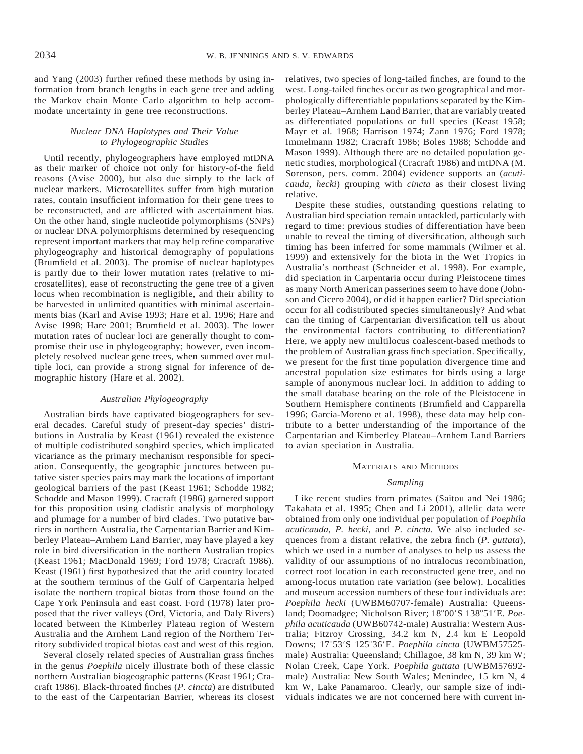and Yang (2003) further refined these methods by using information from branch lengths in each gene tree and adding the Markov chain Monte Carlo algorithm to help accommodate uncertainty in gene tree reconstructions.

### *Nuclear DNA Haplotypes and Their Value to Phylogeographic Studies*

Until recently, phylogeographers have employed mtDNA as their marker of choice not only for history-of-the field reasons (Avise 2000), but also due simply to the lack of nuclear markers. Microsatellites suffer from high mutation rates, contain insufficient information for their gene trees to be reconstructed, and are afflicted with ascertainment bias. On the other hand, single nucleotide polymorphisms (SNPs) or nuclear DNA polymorphisms determined by resequencing represent important markers that may help refine comparative phylogeography and historical demography of populations (Brumfield et al. 2003). The promise of nuclear haplotypes is partly due to their lower mutation rates (relative to microsatellites), ease of reconstructing the gene tree of a given locus when recombination is negligible, and their ability to be harvested in unlimited quantities with minimal ascertainments bias (Karl and Avise 1993; Hare et al. 1996; Hare and Avise 1998; Hare 2001; Brumfield et al. 2003). The lower mutation rates of nuclear loci are generally thought to compromise their use in phylogeography; however, even incompletely resolved nuclear gene trees, when summed over multiple loci, can provide a strong signal for inference of demographic history (Hare et al. 2002).

### *Australian Phylogeography*

Australian birds have captivated biogeographers for several decades. Careful study of present-day species' distributions in Australia by Keast (1961) revealed the existence of multiple codistributed songbird species, which implicated vicariance as the primary mechanism responsible for speciation. Consequently, the geographic junctures between putative sister species pairs may mark the locations of important geological barriers of the past (Keast 1961; Schodde 1982; Schodde and Mason 1999). Cracraft (1986) garnered support for this proposition using cladistic analysis of morphology and plumage for a number of bird clades. Two putative barriers in northern Australia, the Carpentarian Barrier and Kimberley Plateau–Arnhem Land Barrier, may have played a key role in bird diversification in the northern Australian tropics (Keast 1961; MacDonald 1969; Ford 1978; Cracraft 1986). Keast (1961) first hypothesized that the arid country located at the southern terminus of the Gulf of Carpentaria helped isolate the northern tropical biotas from those found on the Cape York Peninsula and east coast. Ford (1978) later proposed that the river valleys (Ord, Victoria, and Daly Rivers) located between the Kimberley Plateau region of Western Australia and the Arnhem Land region of the Northern Territory subdivided tropical biotas east and west of this region.

Several closely related species of Australian grass finches in the genus *Poephila* nicely illustrate both of these classic northern Australian biogeographic patterns (Keast 1961; Cracraft 1986). Black-throated finches (*P. cincta*) are distributed to the east of the Carpentarian Barrier, whereas its closest relatives, two species of long-tailed finches, are found to the west. Long-tailed finches occur as two geographical and morphologically differentiable populations separated by the Kimberley Plateau–Arnhem Land Barrier, that are variably treated as differentiated populations or full species (Keast 1958; Mayr et al. 1968; Harrison 1974; Zann 1976; Ford 1978; Immelmann 1982; Cracraft 1986; Boles 1988; Schodde and Mason 1999). Although there are no detailed population genetic studies, morphological (Cracraft 1986) and mtDNA (M. Sorenson, pers. comm. 2004) evidence supports an (*acuticauda*, *hecki*) grouping with *cincta* as their closest living relative.

Despite these studies, outstanding questions relating to Australian bird speciation remain untackled, particularly with regard to time: previous studies of differentiation have been unable to reveal the timing of diversification, although such timing has been inferred for some mammals (Wilmer et al. 1999) and extensively for the biota in the Wet Tropics in Australia's northeast (Schneider et al. 1998). For example, did speciation in Carpentaria occur during Pleistocene times as many North American passerines seem to have done (Johnson and Cicero 2004), or did it happen earlier? Did speciation occur for all codistributed species simultaneously? And what can the timing of Carpentarian diversification tell us about the environmental factors contributing to differentiation? Here, we apply new multilocus coalescent-based methods to the problem of Australian grass finch speciation. Specifically, we present for the first time population divergence time and ancestral population size estimates for birds using a large sample of anonymous nuclear loci. In addition to adding to the small database bearing on the role of the Pleistocene in Southern Hemisphere continents (Brumfield and Capparella 1996; Garcia-Moreno et al. 1998), these data may help contribute to a better understanding of the importance of the Carpentarian and Kimberley Plateau–Arnhem Land Barriers to avian speciation in Australia.

## Materials and Methods

### *Sampling*

Like recent studies from primates (Saitou and Nei 1986; Takahata et al. 1995; Chen and Li 2001), allelic data were obtained from only one individual per population of *Poephila acuticauda*, *P. hecki*, and *P. cincta*. We also included sequences from a distant relative, the zebra finch (*P. guttata*), which we used in a number of analyses to help us assess the validity of our assumptions of no intralocus recombination, correct root location in each reconstructed gene tree, and no among-locus mutation rate variation (see below). Localities and museum accession numbers of these four individuals are: *Poephila hecki* (UWBM60707-female) Australia: Queensland; Doomadgee; Nicholson River; 18°00′S 138°51′E. *Poephila acuticauda* (UWB60742-male) Australia: Western Australia; Fitzroy Crossing, 34.2 km N, 2.4 km E Leopold Downs; 17°53′S 125°36′E. *Poephila cincta* (UWBM57525-male) Australia: Queensland; Chillagoe, 38 km N, 39 km W; Nolan Creek, Cape York. *Poephila guttata* (UWBM57692-male) Australia: New South Wales; Menindee, 15 km N, 4 km W, Lake Panamaroo. Clearly, our sample size of individuals indicates we are not concerned here with current in-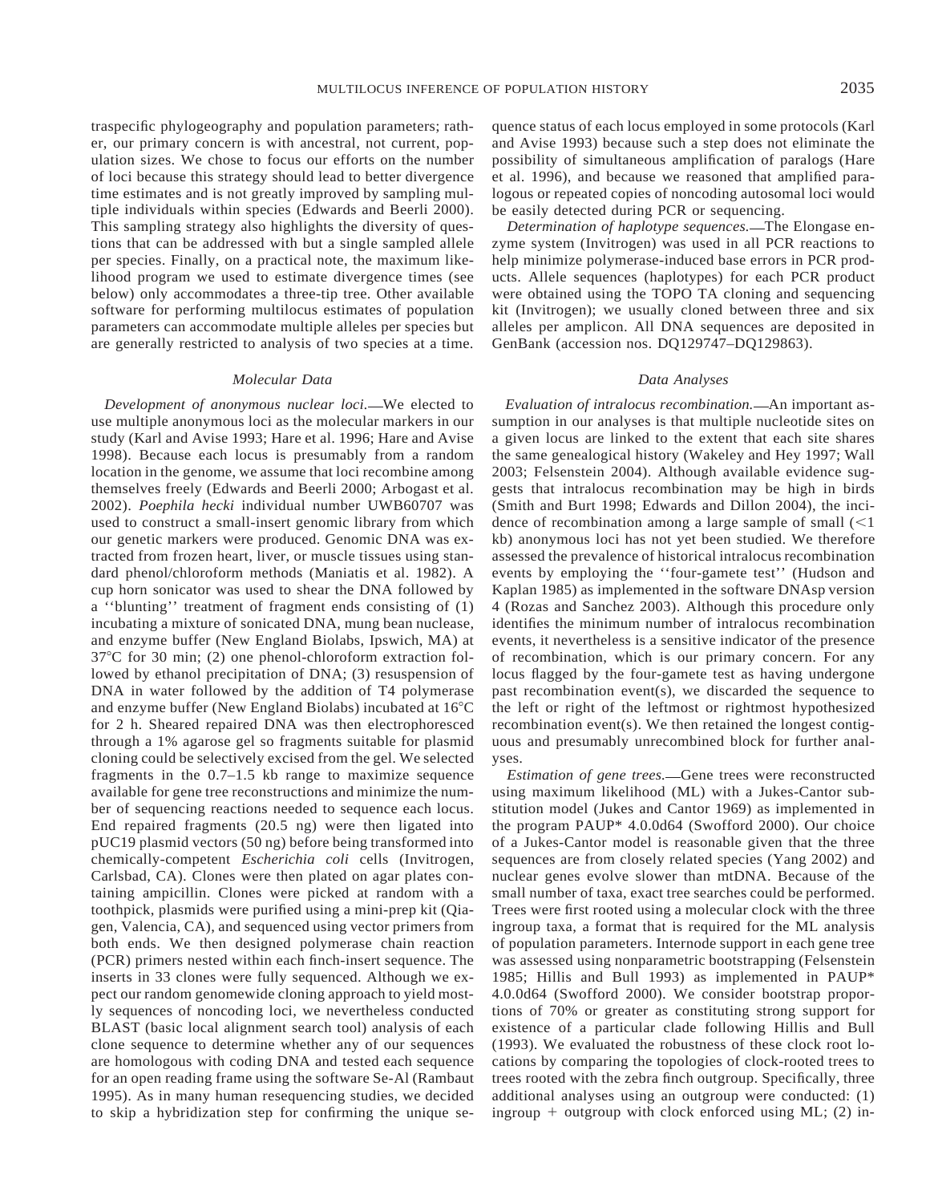traspecific phylogeography and population parameters; rather, our primary concern is with ancestral, not current, population sizes. We chose to focus our efforts on the number of loci because this strategy should lead to better divergence time estimates and is not greatly improved by sampling multiple individuals within species (Edwards and Beerli 2000). This sampling strategy also highlights the diversity of questions that can be addressed with but a single sampled allele per species. Finally, on a practical note, the maximum likelihood program we used to estimate divergence times (see below) only accommodates a three-tip tree. Other available software for performing multilocus estimates of population parameters can accommodate multiple alleles per species but are generally restricted to analysis of two species at a time.

### *Molecular Data*

*Development of anonymous nuclear loci.*—We elected to use multiple anonymous loci as the molecular markers in our study (Karl and Avise 1993; Hare et al. 1996; Hare and Avise 1998). Because each locus is presumably from a random location in the genome, we assume that loci recombine among themselves freely (Edwards and Beerli 2000; Arbogast et al. 2002). *Poephila hecki* individual number UWB60707 was used to construct a small-insert genomic library from which our genetic markers were produced. Genomic DNA was extracted from frozen heart, liver, or muscle tissues using standard phenol/chloroform methods (Maniatis et al. 1982). A cup horn sonicator was used to shear the DNA followed by a ''blunting'' treatment of fragment ends consisting of (1) incubating a mixture of sonicated DNA, mung bean nuclease, and enzyme buffer (New England Biolabs, Ipswich, MA) at 37°C for 30 min; (2) one phenol-chloroform extraction followed by ethanol precipitation of DNA; (3) resuspension of DNA in water followed by the addition of T4 polymerase and enzyme buffer (New England Biolabs) incubated at 16°C for 2 h. Sheared repaired DNA was then electrophoresced through a 1% agarose gel so fragments suitable for plasmid cloning could be selectively excised from the gel. We selected fragments in the 0.7–1.5 kb range to maximize sequence available for gene tree reconstructions and minimize the number of sequencing reactions needed to sequence each locus. End repaired fragments (20.5 ng) were then ligated into pUC19 plasmid vectors (50 ng) before being transformed into chemically-competent *Escherichia coli* cells (Invitrogen, Carlsbad, CA). Clones were then plated on agar plates containing ampicillin. Clones were picked at random with a toothpick, plasmids were purified using a mini-prep kit (Qiagen, Valencia, CA), and sequenced using vector primers from both ends. We then designed polymerase chain reaction (PCR) primers nested within each finch-insert sequence. The inserts in 33 clones were fully sequenced. Although we expect our random genomewide cloning approach to yield mostly sequences of noncoding loci, we nevertheless conducted BLAST (basic local alignment search tool) analysis of each clone sequence to determine whether any of our sequences are homologous with coding DNA and tested each sequence for an open reading frame using the software Se-Al (Rambaut 1995). As in many human resequencing studies, we decided to skip a hybridization step for confirming the unique sequence status of each locus employed in some protocols (Karl and Avise 1993) because such a step does not eliminate the possibility of simultaneous amplification of paralogs (Hare et al. 1996), and because we reasoned that amplified paralogous or repeated copies of noncoding autosomal loci would be easily detected during PCR or sequencing.

*Determination of haplotype sequences.*—The Elongase enzyme system (Invitrogen) was used in all PCR reactions to help minimize polymerase-induced base errors in PCR products. Allele sequences (haplotypes) for each PCR product were obtained using the TOPO TA cloning and sequencing kit (Invitrogen); we usually cloned between three and six alleles per amplicon. All DNA sequences are deposited in GenBank (accession nos. DQ129747–DQ129863).

### *Data Analyses*

*Evaluation of intralocus recombination.*—An important assumption in our analyses is that multiple nucleotide sites on a given locus are linked to the extent that each site shares the same genealogical history (Wakeley and Hey 1997; Wall 2003; Felsenstein 2004). Although available evidence suggests that intralocus recombination may be high in birds (Smith and Burt 1998; Edwards and Dillon 2004), the incidence of recombination among a large sample of small (<1 kb) anonymous loci has not yet been studied. We therefore assessed the prevalence of historical intralocus recombination events by employing the ''four-gamete test'' (Hudson and Kaplan 1985) as implemented in the software DNAsp version 4 (Rozas and Sanchez 2003). Although this procedure only identifies the minimum number of intralocus recombination events, it nevertheless is a sensitive indicator of the presence of recombination, which is our primary concern. For any locus flagged by the four-gamete test as having undergone past recombination event(s), we discarded the sequence to the left or right of the leftmost or rightmost hypothesized recombination event(s). We then retained the longest contiguous and presumably unrecombined block for further analyses.

*Estimation of gene trees.*—Gene trees were reconstructed using maximum likelihood (ML) with a Jukes-Cantor substitution model (Jukes and Cantor 1969) as implemented in the program PAUP* 4.0.0d64 (Swofford 2000). Our choice of a Jukes-Cantor model is reasonable given that the three sequences are from closely related species (Yang 2002) and nuclear genes evolve slower than mtDNA. Because of the small number of taxa, exact tree searches could be performed. Trees were first rooted using a molecular clock with the three ingroup taxa, a format that is required for the ML analysis of population parameters. Internode support in each gene tree was assessed using nonparametric bootstrapping (Felsenstein 1985; Hillis and Bull 1993) as implemented in PAUP* 4.0.0d64 (Swofford 2000). We consider bootstrap proportions of 70% or greater as constituting strong support for existence of a particular clade following Hillis and Bull (1993). We evaluated the robustness of these clock root locations by comparing the topologies of clock-rooted trees to trees rooted with the zebra finch outgroup. Specifically, three additional analyses using an outgroup were conducted: (1) ingroup + outgroup with clock enforced using ML; (2) in-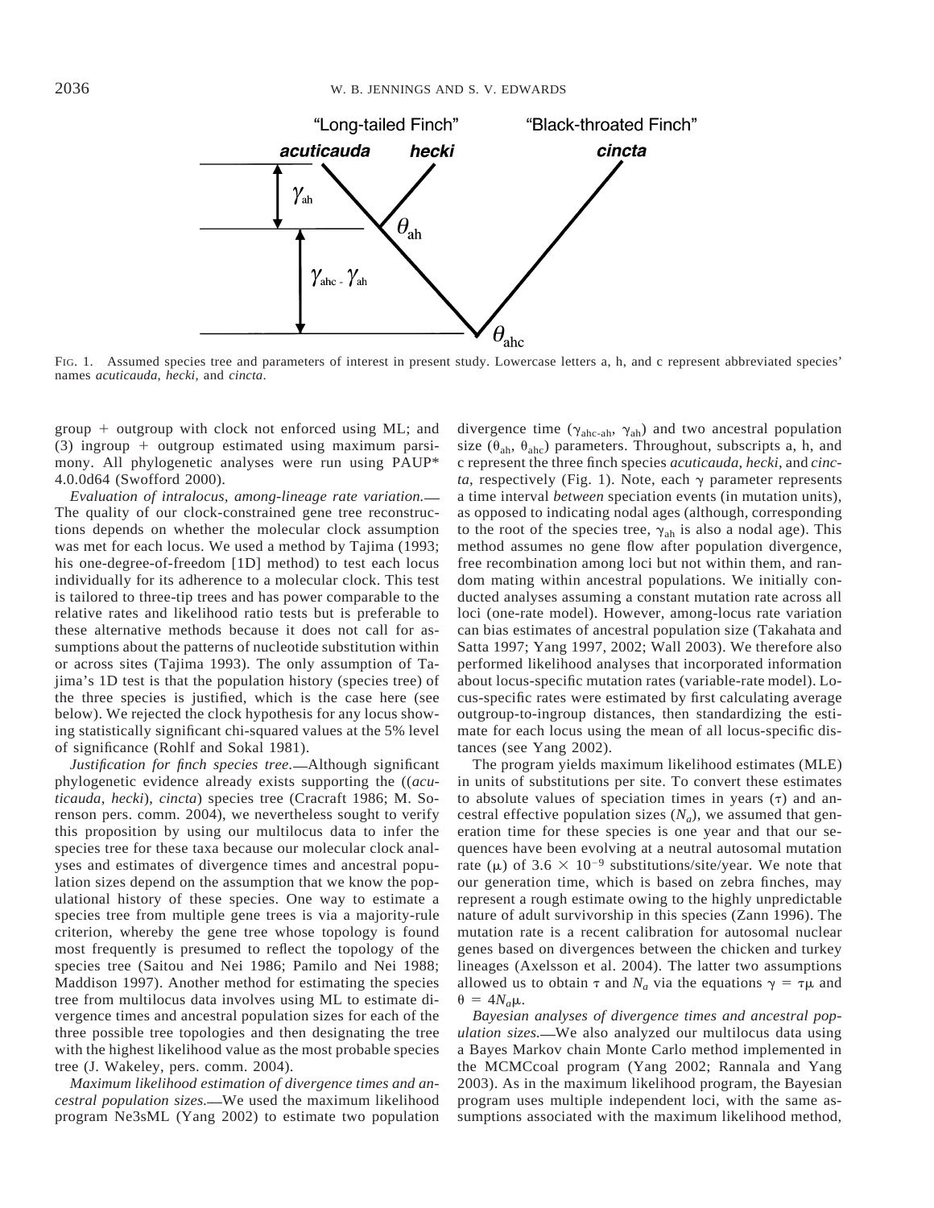FIG. 1. Assumed species tree and parameters of interest in present study. Lowercase letters a, h, and c represent abbreviated species' names *acuticauda, hecki,* and *cincta*.

group + outgroup with clock not enforced using ML; and (3) ingroup + outgroup estimated using maximum parsimony. All phylogenetic analyses were run using PAUP* 4.0.0d64 (Swofford 2000).

*Evaluation of intralocus, among-lineage rate variation.*—The quality of our clock-constrained gene tree reconstructions depends on whether the molecular clock assumption was met for each locus. We used a method by Tajima (1993; his one-degree-of-freedom [1D] method) to test each locus individually for its adherence to a molecular clock. This test is tailored to three-tip trees and has power comparable to the relative rates and likelihood ratio tests but is preferable to these alternative methods because it does not call for assumptions about the patterns of nucleotide substitution within or across sites (Tajima 1993). The only assumption of Tajima's 1D test is that the population history (species tree) of the three species is justified, which is the case here (see below). We rejected the clock hypothesis for any locus showing statistically significant chi-squared values at the 5% level of significance (Rohlf and Sokal 1981).

*Justification for finch species tree.*—Although significant phylogenetic evidence already exists supporting the ((*acuticauda*, *hecki*), *cincta*) species tree (Cracraft 1986; M. Sorenson pers. comm. 2004), we nevertheless sought to verify this proposition by using our multilocus data to infer the species tree for these taxa because our molecular clock analyses and estimates of divergence times and ancestral population sizes depend on the assumption that we know the populational history of these species. One way to estimate a species tree from multiple gene trees is via a majority-rule criterion, whereby the gene tree whose topology is found most frequently is presumed to reflect the topology of the species tree (Saitou and Nei 1986; Pamilo and Nei 1988; Maddison 1997). Another method for estimating the species tree from multilocus data involves using ML to estimate divergence times and ancestral population sizes for each of the three possible tree topologies and then designating the tree with the highest likelihood value as the most probable species tree (J. Wakeley, pers. comm. 2004).

*Maximum likelihood estimation of divergence times and ancestral population sizes.*—We used the maximum likelihood program Ne3sML (Yang 2002) to estimate two population divergence time ($\gamma_{ahc\text{-}ah}$, $\gamma_{ah}$) and two ancestral population size ($\theta_{ah}$, $\theta_{ahc}$) parameters. Throughout, subscripts a, h, and c represent the three finch species *acuticauda*, *hecki*, and *cincta*, respectively (Fig. 1). Note, each $\gamma$ parameter represents a time interval *between* speciation events (in mutation units), as opposed to indicating nodal ages (although, corresponding to the root of the species tree, $\gamma_{ah}$ is also a nodal age). This method assumes no gene flow after population divergence, free recombination among loci but not within them, and random mating within ancestral populations. We initially conducted analyses assuming a constant mutation rate across all loci (one-rate model). However, among-locus rate variation can bias estimates of ancestral population size (Takahata and Satta 1997; Yang 1997, 2002; Wall 2003). We therefore also performed likelihood analyses that incorporated information about locus-specific mutation rates (variable-rate model). Locus-specific rates were estimated by first calculating average outgroup-to-ingroup distances, then standardizing the estimate for each locus using the mean of all locus-specific distances (see Yang 2002).

The program yields maximum likelihood estimates (MLE) in units of substitutions per site. To convert these estimates to absolute values of speciation times in years ($\tau$) and ancestral effective population sizes ($N_a$), we assumed that generation time for these species is one year and that our sequences have been evolving at a neutral autosomal mutation rate ($\mu$) of $3.6 \times 10^{-9}$ substitutions/site/year. We note that our generation time, which is based on zebra finches, may represent a rough estimate owing to the highly unpredictable nature of adult survivorship in this species (Zann 1996). The mutation rate is a recent calibration for autosomal nuclear genes based on divergences between the chicken and turkey lineages (Axelsson et al. 2004). The latter two assumptions allowed us to obtain $\tau$ and $N_a$ via the equations $\gamma = \tau\mu$ and $\theta = 4N_a\mu$.

*Bayesian analyses of divergence times and ancestral population sizes.*—We also analyzed our multilocus data using a Bayes Markov chain Monte Carlo method implemented in the MCMCcoal program (Yang 2002; Rannala and Yang 2003). As in the maximum likelihood program, the Bayesian program uses multiple independent loci, with the same assumptions associated with the maximum likelihood method,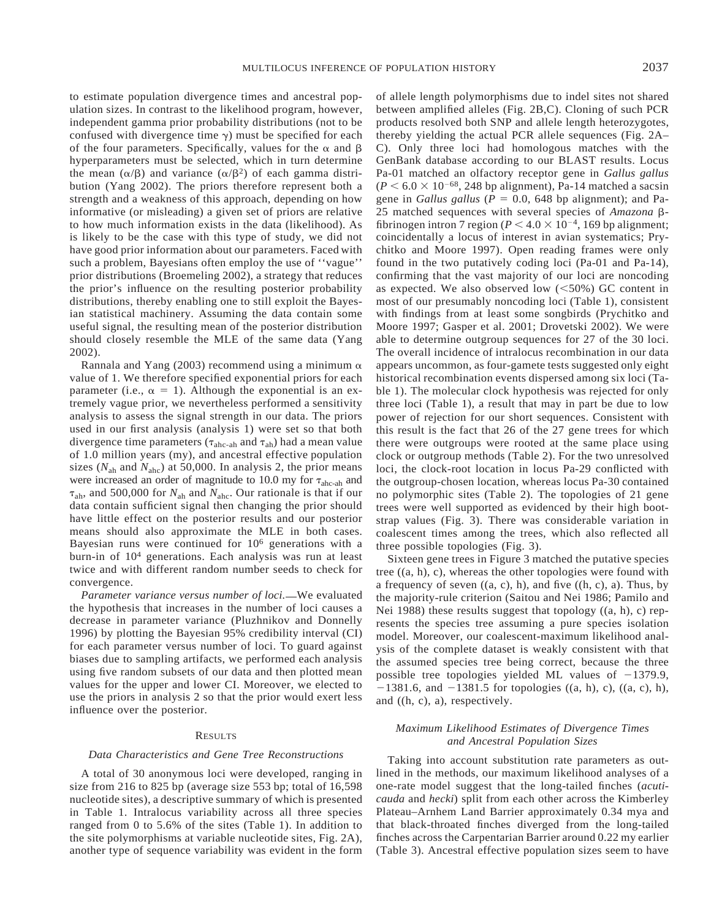to estimate population divergence times and ancestral population sizes. In contrast to the likelihood program, however, independent gamma prior probability distributions (not to be confused with divergence time $\gamma$) must be specified for each of the four parameters. Specifically, values for the $\alpha$ and $\beta$ hyperparameters must be selected, which in turn determine the mean ($\alpha/\beta$) and variance ($\alpha/\beta^2$) of each gamma distribution (Yang 2002). The priors therefore represent both a strength and a weakness of this approach, depending on how informative (or misleading) a given set of priors are relative to how much information exists in the data (likelihood). As is likely to be the case with this type of study, we did not have good prior information about our parameters. Faced with such a problem, Bayesians often employ the use of ''vague'' prior distributions (Broemeling 2002), a strategy that reduces the prior's influence on the resulting posterior probability distributions, thereby enabling one to still exploit the Bayesian statistical machinery. Assuming the data contain some useful signal, the resulting mean of the posterior distribution should closely resemble the MLE of the same data (Yang 2002).

Rannala and Yang (2003) recommend using a minimum $\alpha$ value of 1. We therefore specified exponential priors for each parameter (i.e., $\alpha = 1$). Although the exponential is an extremely vague prior, we nevertheless performed a sensitivity analysis to assess the signal strength in our data. The priors used in our first analysis (analysis 1) were set so that both divergence time parameters ($\tau_{ahc\text{-}ah}$ and $\tau_{ah}$) had a mean value of 1.0 million years (my), and ancestral effective population sizes ($N_{ah}$ and $N_{ahc}$) at 50,000. In analysis 2, the prior means were increased an order of magnitude to 10.0 my for $\tau_{ahc\text{-}ah}$ and $\tau_{ah}$, and 500,000 for $N_{ah}$ and $N_{ahc}$. Our rationale is that if our data contain sufficient signal then changing the prior should have little effect on the posterior results and our posterior means should also approximate the MLE in both cases. Bayesian runs were continued for $10^6$ generations with a burn-in of $10^4$ generations. Each analysis was run at least twice and with different random number seeds to check for convergence.

*Parameter variance versus number of loci.*—We evaluated the hypothesis that increases in the number of loci causes a decrease in parameter variance (Pluzhnikov and Donnelly 1996) by plotting the Bayesian 95% credibility interval (CI) for each parameter versus number of loci. To guard against biases due to sampling artifacts, we performed each analysis using five random subsets of our data and then plotted mean values for the upper and lower CI. Moreover, we elected to use the priors in analysis 2 so that the prior would exert less influence over the posterior.

## Results

### Data Characteristics and Gene Tree Reconstructions

A total of 30 anonymous loci were developed, ranging in size from 216 to 825 bp (average size 553 bp; total of 16,598 nucleotide sites), a descriptive summary of which is presented in Table 1. Intralocus variability across all three species ranged from 0 to 5.6% of the sites (Table 1). In addition to the site polymorphisms at variable nucleotide sites, Fig. 2A), another type of sequence variability was evident in the form of allele length polymorphisms due to indel sites not shared between amplified alleles (Fig. 2B,C). Cloning of such PCR products resolved both SNP and allele length heterozygotes, thereby yielding the actual PCR allele sequences (Fig. 2A–C). Only three loci had homologous matches with the GenBank database according to our BLAST results. Locus Pa-01 matched an olfactory receptor gene in *Gallus gallus* ($P < 6.0 \times 10^{-68}$, 248 bp alignment), Pa-14 matched a sacsin gene in *Gallus gallus* ($P = 0.0$, 648 bp alignment); and Pa-25 matched sequences with several species of *Amazona* $\beta$-fibrinogen intron 7 region ($P < 4.0 \times 10^{-4}$, 169 bp alignment; coincidentally a locus of interest in avian systematics; Prychitko and Moore 1997). Open reading frames were only found in the two putatively coding loci (Pa-01 and Pa-14), confirming that the vast majority of our loci are noncoding as expected. We also observed low (<50%) GC content in most of our presumably noncoding loci (Table 1), consistent with findings from at least some songbirds (Prychitko and Moore 1997; Gasper et al. 2001; Drovetski 2002). We were able to determine outgroup sequences for 27 of the 30 loci. The overall incidence of intralocus recombination in our data appears uncommon, as four-gamete tests suggested only eight historical recombination events dispersed among six loci (Table 1). The molecular clock hypothesis was rejected for only three loci (Table 1), a result that may in part be due to low power of rejection for our short sequences. Consistent with this result is the fact that 26 of the 27 gene trees for which there were outgroups were rooted at the same place using clock or outgroup methods (Table 2). For the two unresolved loci, the clock-root location in locus Pa-29 conflicted with the outgroup-chosen location, whereas locus Pa-30 contained no polymorphic sites (Table 2). The topologies of 21 gene trees were well supported as evidenced by their high bootstrap values (Fig. 3). There was considerable variation in coalescent times among the trees, which also reflected all three possible topologies (Fig. 3).

Sixteen gene trees in Figure 3 matched the putative species tree ((a, h), c), whereas the other topologies were found with a frequency of seven ((a, c), h), and five ((h, c), a). Thus, by the majority-rule criterion (Saitou and Nei 1986; Pamilo and Nei 1988) these results suggest that topology ((a, h), c) represents the species tree assuming a pure species isolation model. Moreover, our coalescent-maximum likelihood analysis of the complete dataset is weakly consistent with that the assumed species tree being correct, because the three possible tree topologies yielded ML values of −1379.9, −1381.6, and −1381.5 for topologies ((a, h), c), ((a, c), h), and ((h, c), a), respectively.

### Maximum Likelihood Estimates of Divergence Times and Ancestral Population Sizes

Taking into account substitution rate parameters as outlined in the methods, our maximum likelihood analyses of a one-rate model suggest that the long-tailed finches (*acuticauda* and *hecki*) split from each other across the Kimberley Plateau–Arnhem Land Barrier approximately 0.34 mya and that black-throated finches diverged from the long-tailed finches across the Carpentarian Barrier around 0.22 my earlier (Table 3). Ancestral effective population sizes seem to have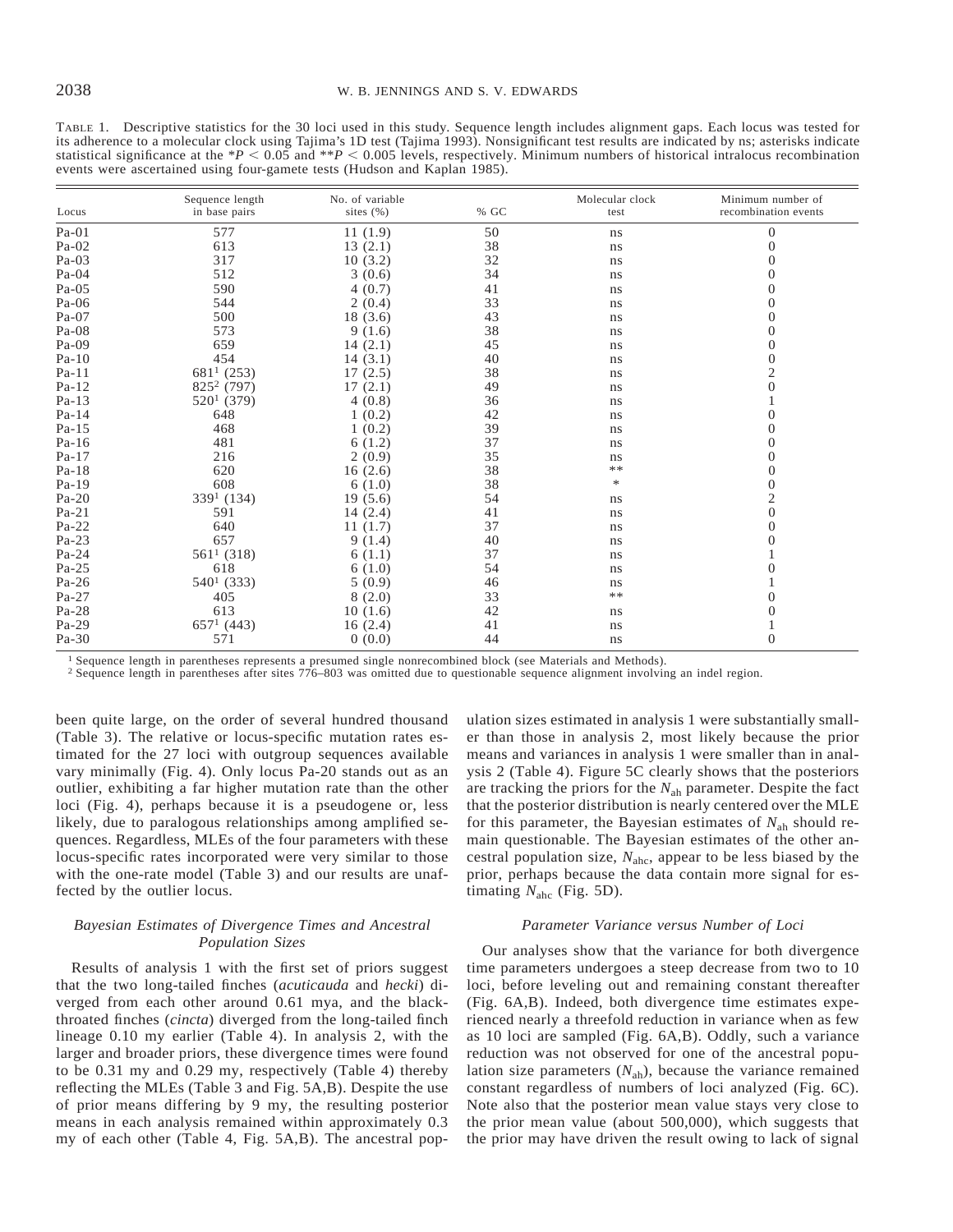TABLE 1. Descriptive statistics for the 30 loci used in this study. Sequence length includes alignment gaps. Each locus was tested for its adherence to a molecular clock using Tajima's 1D test (Tajima 1993). Nonsignificant test results are indicated by ns; asterisks indicate statistical significance at the $*P < 0.05$ and $**P < 0.005$ levels, respectively. Minimum numbers of historical intralocus recombination events were ascertained using four-gamete tests (Hudson and Kaplan 1985).

| Locus | Sequence length in base pairs | No. of variable sites (%) | % GC | Molecular clock test | Minimum number of recombination events |
|---|---|---|---|---|---|
| Pa-01 | 577 | 11 (1.9) | 50 | ns | 0 |
| Pa-02 | 613 | 13 (2.1) | 38 | ns | 0 |
| Pa-03 | 317 | 10 (3.2) | 32 | ns | 0 |
| Pa-04 | 512 | 3 (0.6) | 34 | ns | 0 |
| Pa-05 | 590 | 4 (0.7) | 41 | ns | 0 |
| Pa-06 | 544 | 2 (0.4) | 33 | ns | 0 |
| Pa-07 | 500 | 18 (3.6) | 43 | ns | 0 |
| Pa-08 | 573 | 9 (1.6) | 38 | ns | 0 |
| Pa-09 | 659 | 14 (2.1) | 45 | ns | 0 |
| Pa-10 | 454 | 14 (3.1) | 40 | ns | 0 |
| Pa-11 | 681[1] (253) | 17 (2.5) | 38 | ns | 2 |
| Pa-12 | 825[2] (797) | 17 (2.1) | 49 | ns | 0 |
| Pa-13 | 520[1] (379) | 4 (0.8) | 36 | ns | 1 |
| Pa-14 | 648 | 1 (0.2) | 42 | ns | 0 |
| Pa-15 | 468 | 1 (0.2) | 39 | ns | 0 |
| Pa-16 | 481 | 6 (1.2) | 37 | ns | 0 |
| Pa-17 | 216 | 2 (0.9) | 35 | ns | 0 |
| Pa-18 | 620 | 16 (2.6) | 38 | ** | 0 |
| Pa-19 | 608 | 6 (1.0) | 38 | * | 0 |
| Pa-20 | 339[1] (134) | 19 (5.6) | 54 | ns | 2 |
| Pa-21 | 591 | 14 (2.4) | 41 | ns | 0 |
| Pa-22 | 640 | 11 (1.7) | 37 | ns | 0 |
| Pa-23 | 657 | 9 (1.4) | 40 | ns | 0 |
| Pa-24 | 561[1] (318) | 6 (1.1) | 37 | ns | 1 |
| Pa-25 | 618 | 6 (1.0) | 54 | ns | 0 |
| Pa-26 | 540[1] (333) | 5 (0.9) | 46 | ns | 1 |
| Pa-27 | 405 | 8 (2.0) | 33 | ** | 0 |
| Pa-28 | 613 | 10 (1.6) | 42 | ns | 0 |
| Pa-29 | 657[1] (443) | 16 (2.4) | 41 | ns | 1 |
| Pa-30 | 571 | 0 (0.0) | 44 | ns | 0 |

[1] Sequence length in parentheses represents a presumed single nonrecombined block (see Materials and Methods).
[2] Sequence length in parentheses after sites 776–803 was omitted due to questionable sequence alignment involving an indel region.

been quite large, on the order of several hundred thousand (Table 3). The relative or locus-specific mutation rates estimated for the 27 loci with outgroup sequences available vary minimally (Fig. 4). Only locus Pa-20 stands out as an outlier, exhibiting a far higher mutation rate than the other loci (Fig. 4), perhaps because it is a pseudogene or, less likely, due to paralogous relationships among amplified sequences. Regardless, MLEs of the four parameters with these locus-specific rates incorporated were very similar to those with the one-rate model (Table 3) and our results are unaffected by the outlier locus.

### *Bayesian Estimates of Divergence Times and Ancestral Population Sizes*

Results of analysis 1 with the first set of priors suggest that the two long-tailed finches (*acuticauda* and *hecki*) diverged from each other around 0.61 mya, and the black-throated finches (*cincta*) diverged from the long-tailed finch lineage 0.10 my earlier (Table 4). In analysis 2, with the larger and broader priors, these divergence times were found to be 0.31 my and 0.29 my, respectively (Table 4) thereby reflecting the MLEs (Table 3 and Fig. 5A,B). Despite the use of prior means differing by 9 my, the resulting posterior means in each analysis remained within approximately 0.3 my of each other (Table 4, Fig. 5A,B). The ancestral population sizes estimated in analysis 1 were substantially smaller than those in analysis 2, most likely because the prior means and variances in analysis 1 were smaller than in analysis 2 (Table 4). Figure 5C clearly shows that the posteriors are tracking the priors for the $N_{ah}$ parameter. Despite the fact that the posterior distribution is nearly centered over the MLE for this parameter, the Bayesian estimates of $N_{ah}$ should remain questionable. The Bayesian estimates of the other ancestral population size, $N_{ahc}$, appear to be less biased by the prior, perhaps because the data contain more signal for estimating $N_{ahc}$ (Fig. 5D).

### *Parameter Variance versus Number of Loci*

Our analyses show that the variance for both divergence time parameters undergoes a steep decrease from two to 10 loci, before leveling out and remaining constant thereafter (Fig. 6A,B). Indeed, both divergence time estimates experienced nearly a threefold reduction in variance when as few as 10 loci are sampled (Fig. 6A,B). Oddly, such a variance reduction was not observed for one of the ancestral population size parameters ($N_{ah}$), because the variance remained constant regardless of numbers of loci analyzed (Fig. 6C). Note also that the posterior mean value stays very close to the prior mean value (about 500,000), which suggests that the prior may have driven the result owing to lack of signal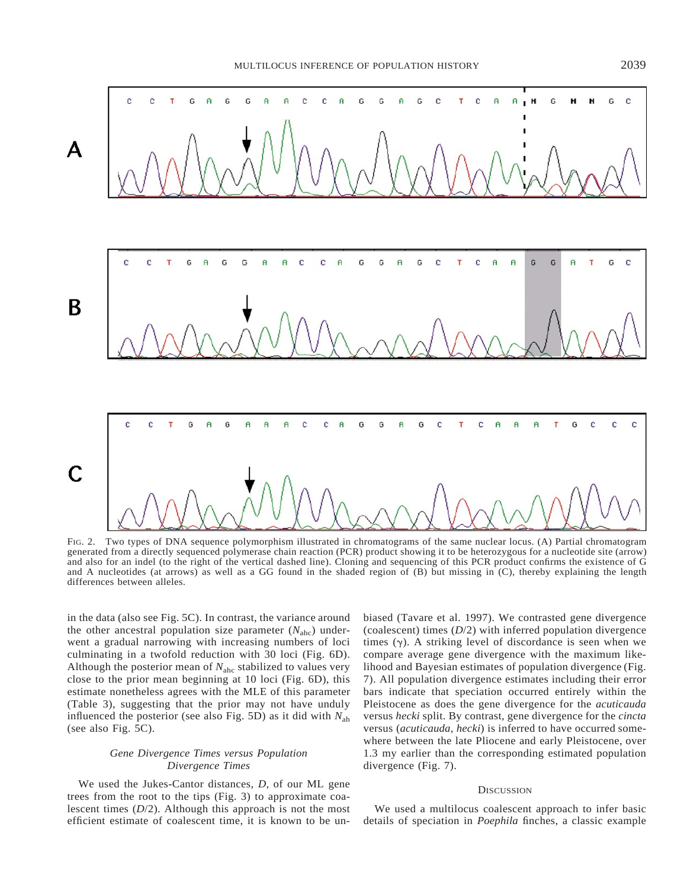FIG. 2. Two types of DNA sequence polymorphism illustrated in chromatograms of the same nuclear locus. (A) Partial chromatogram generated from a directly sequenced polymerase chain reaction (PCR) product showing it to be heterozygous for a nucleotide site (arrow) and also for an indel (to the right of the vertical dashed line). Cloning and sequencing of this PCR product confirms the existence of G and A nucleotides (at arrows) as well as a GG found in the shaded region of (B) but missing in (C), thereby explaining the length differences between alleles.

in the data (also see Fig. 5C). In contrast, the variance around the other ancestral population size parameter ($N_{ahc}$) underwent a gradual narrowing with increasing numbers of loci culminating in a twofold reduction with 30 loci (Fig. 6D). Although the posterior mean of $N_{ahc}$ stabilized to values very close to the prior mean beginning at 10 loci (Fig. 6D), this estimate nonetheless agrees with the MLE of this parameter (Table 3), suggesting that the prior may not have unduly influenced the posterior (see also Fig. 5D) as it did with $N_{ah}$ (see also Fig. 5C).

### *Gene Divergence Times versus Population Divergence Times*

We used the Jukes-Cantor distances, $D$, of our ML gene trees from the root to the tips (Fig. 3) to approximate coalescent times ($D/2$). Although this approach is not the most efficient estimate of coalescent time, it is known to be unbiased (Tavare et al. 1997). We contrasted gene divergence (coalescent) times ($D/2$) with inferred population divergence times ($\gamma$). A striking level of discordance is seen when we compare average gene divergence with the maximum likelihood and Bayesian estimates of population divergence (Fig. 7). All population divergence estimates including their error bars indicate that speciation occurred entirely within the Pleistocene as does the gene divergence for the *acuticauda* versus *hecki* split. By contrast, gene divergence for the *cincta* versus (*acuticauda*, *hecki*) is inferred to have occurred somewhere between the late Pliocene and early Pleistocene, over 1.3 my earlier than the corresponding estimated population divergence (Fig. 7).

## DISCUSSION

We used a multilocus coalescent approach to infer basic details of speciation in *Poephila* finches, a classic example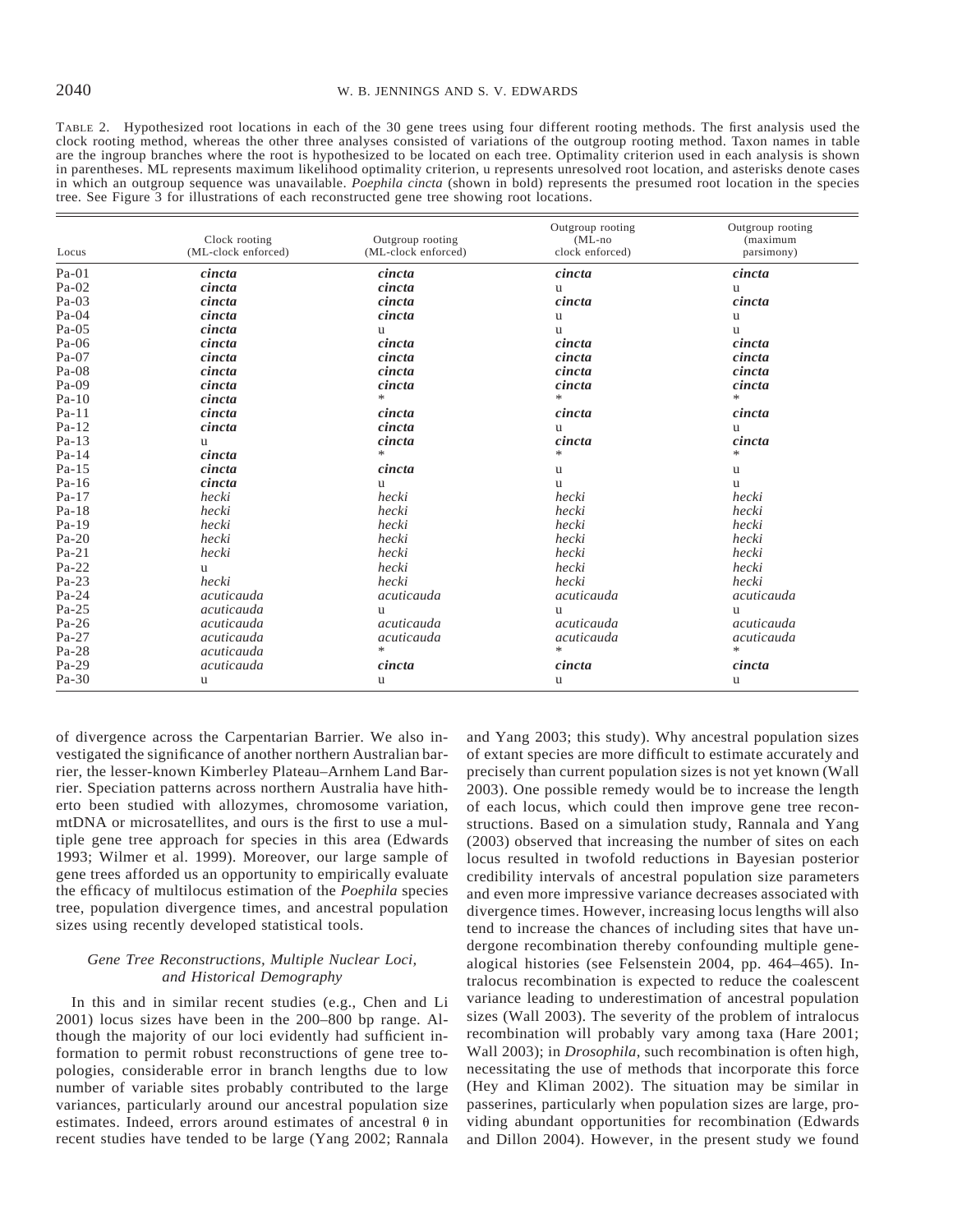TABLE 2. Hypothesized root locations in each of the 30 gene trees using four different rooting methods. The first analysis used the clock rooting method, whereas the other three analyses consisted of variations of the outgroup rooting method. Taxon names in table are the ingroup branches where the root is hypothesized to be located on each tree. Optimality criterion used in each analysis is shown in parentheses. ML represents maximum likelihood optimality criterion, u represents unresolved root location, and asterisks denote cases in which an outgroup sequence was unavailable. *Poephila cincta* (shown in bold) represents the presumed root location in the species tree. See Figure 3 for illustrations of each reconstructed gene tree showing root locations.

| Locus | Clock rooting (ML-clock enforced) | Outgroup rooting (ML-clock enforced) | Outgroup rooting (ML-no clock enforced) | Outgroup rooting (maximum parsimony) |
|---|---|---|---|---|
| Pa-01 | ***cincta*** | ***cincta*** | ***cincta*** | ***cincta*** |
| Pa-02 | ***cincta*** | ***cincta*** | u | u |
| Pa-03 | ***cincta*** | ***cincta*** | ***cincta*** | ***cincta*** |
| Pa-04 | ***cincta*** | ***cincta*** | u | u |
| Pa-05 | ***cincta*** | u | u | u |
| Pa-06 | ***cincta*** | ***cincta*** | ***cincta*** | ***cincta*** |
| Pa-07 | ***cincta*** | ***cincta*** | ***cincta*** | ***cincta*** |
| Pa-08 | ***cincta*** | ***cincta*** | ***cincta*** | ***cincta*** |
| Pa-09 | ***cincta*** | ***cincta*** | ***cincta*** | ***cincta*** |
| Pa-10 | ***cincta*** | * | * | * |
| Pa-11 | ***cincta*** | ***cincta*** | ***cincta*** | ***cincta*** |
| Pa-12 | ***cincta*** | ***cincta*** | u | u |
| Pa-13 | u | ***cincta*** | ***cincta*** | ***cincta*** |
| Pa-14 | ***cincta*** | * | * | * |
| Pa-15 | ***cincta*** | ***cincta*** | u | u |
| Pa-16 | ***cincta*** | u | u | u |
| Pa-17 | *hecki* | *hecki* | *hecki* | *hecki* |
| Pa-18 | *hecki* | *hecki* | *hecki* | *hecki* |
| Pa-19 | *hecki* | *hecki* | *hecki* | *hecki* |
| Pa-20 | *hecki* | *hecki* | *hecki* | *hecki* |
| Pa-21 | *hecki* | *hecki* | *hecki* | *hecki* |
| Pa-22 | u | *hecki* | *hecki* | *hecki* |
| Pa-23 | *hecki* | *hecki* | *hecki* | *hecki* |
| Pa-24 | *acuticauda* | *acuticauda* | *acuticauda* | *acuticauda* |
| Pa-25 | *acuticauda* | u | u | u |
| Pa-26 | *acuticauda* | *acuticauda* | *acuticauda* | *acuticauda* |
| Pa-27 | *acuticauda* | *acuticauda* | *acuticauda* | *acuticauda* |
| Pa-28 | *acuticauda* | * | * | * |
| Pa-29 | *acuticauda* | ***cincta*** | ***cincta*** | ***cincta*** |
| Pa-30 | u | u | u | u |

of divergence across the Carpentarian Barrier. We also investigated the significance of another northern Australian barrier, the lesser-known Kimberley Plateau–Arnhem Land Barrier. Speciation patterns across northern Australia have hitherto been studied with allozymes, chromosome variation, mtDNA or microsatellites, and ours is the first to use a multiple gene tree approach for species in this area (Edwards 1993; Wilmer et al. 1999). Moreover, our large sample of gene trees afforded us an opportunity to empirically evaluate the efficacy of multilocus estimation of the *Poephila* species tree, population divergence times, and ancestral population sizes using recently developed statistical tools.

### *Gene Tree Reconstructions, Multiple Nuclear Loci, and Historical Demography*

In this and in similar recent studies (e.g., Chen and Li 2001) locus sizes have been in the 200–800 bp range. Although the majority of our loci evidently had sufficient information to permit robust reconstructions of gene tree topologies, considerable error in branch lengths due to low number of variable sites probably contributed to the large variances, particularly around our ancestral population size estimates. Indeed, errors around estimates of ancestral $\theta$ in recent studies have tended to be large (Yang 2002; Rannala and Yang 2003; this study). Why ancestral population sizes of extant species are more difficult to estimate accurately and precisely than current population sizes is not yet known (Wall 2003). One possible remedy would be to increase the length of each locus, which could then improve gene tree reconstructions. Based on a simulation study, Rannala and Yang (2003) observed that increasing the number of sites on each locus resulted in twofold reductions in Bayesian posterior credibility intervals of ancestral population size parameters and even more impressive variance decreases associated with divergence times. However, increasing locus lengths will also tend to increase the chances of including sites that have undergone recombination thereby confounding multiple genealogical histories (see Felsenstein 2004, pp. 464–465). Intralocus recombination is expected to reduce the coalescent variance leading to underestimation of ancestral population sizes (Wall 2003). The severity of the problem of intralocus recombination will probably vary among taxa (Hare 2001; Wall 2003); in *Drosophila*, such recombination is often high, necessitating the use of methods that incorporate this force (Hey and Kliman 2002). The situation may be similar in passerines, particularly when population sizes are large, providing abundant opportunities for recombination (Edwards and Dillon 2004). However, in the present study we found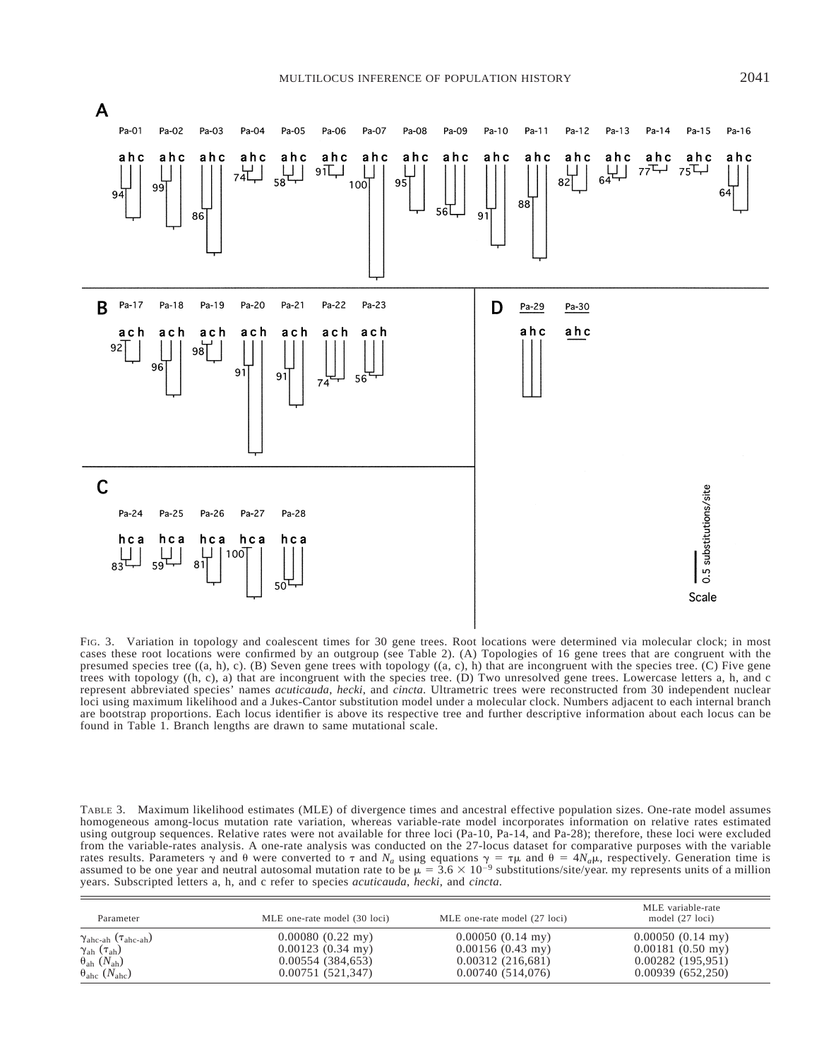FIG. 3. Variation in topology and coalescent times for 30 gene trees. Root locations were determined via molecular clock; in most cases these root locations were confirmed by an outgroup (see Table 2). (A) Topologies of 16 gene trees that are congruent with the presumed species tree ((a, h), c). (B) Seven gene trees with topology ((a, c), h) that are incongruent with the species tree. (C) Five gene trees with topology ((h, c), a) that are incongruent with the species tree. (D) Two unresolved gene trees. Lowercase letters a, h, and c represent abbreviated species' names *acuticauda*, *hecki*, and *cincta*. Ultrametric trees were reconstructed from 30 independent nuclear loci using maximum likelihood and a Jukes-Cantor substitution model under a molecular clock. Numbers adjacent to each internal branch are bootstrap proportions. Each locus identifier is above its respective tree and further descriptive information about each locus can be found in Table 1. Branch lengths are drawn to same mutational scale.

TABLE 3. Maximum likelihood estimates (MLE) of divergence times and ancestral effective population sizes. One-rate model assumes homogeneous among-locus mutation rate variation, whereas variable-rate model incorporates information on relative rates estimated using outgroup sequences. Relative rates were not available for three loci (Pa-10, Pa-14, and Pa-28); therefore, these loci were excluded from the variable-rates analysis. A one-rate analysis was conducted on the 27-locus dataset for comparative purposes with the variable rates results. Parameters $\gamma$ and $\theta$ were converted to $\tau$ and $N_a$ using equations $\gamma = \tau\mu$ and $\theta = 4N_a\mu$, respectively. Generation time is assumed to be one year and neutral autosomal mutation rate to be $\mu = 3.6 \times 10^{-9}$ substitutions/site/year. my represents units of a million years. Subscripted letters a, h, and c refer to species *acuticauda*, *hecki*, and *cincta*.

| Parameter | MLE one-rate model (30 loci) | MLE one-rate model (27 loci) | MLE variable-rate model (27 loci) |
|---|---|---|---|
| $\gamma_{ahc\text{-}ah}$ ($\tau_{ahc\text{-}ah}$) | 0.00080 (0.22 my) | 0.00050 (0.14 my) | 0.00050 (0.14 my) |
| $\gamma_{ah}$ ($\tau_{ah}$) | 0.00123 (0.34 my) | 0.00156 (0.43 my) | 0.00181 (0.50 my) |
| $\theta_{ah}$ ($N_{ah}$) | 0.00554 (384,653) | 0.00312 (216,681) | 0.00282 (195,951) |
| $\theta_{ahc}$ ($N_{ahc}$) | 0.00751 (521,347) | 0.00740 (514,076) | 0.00939 (652,250) |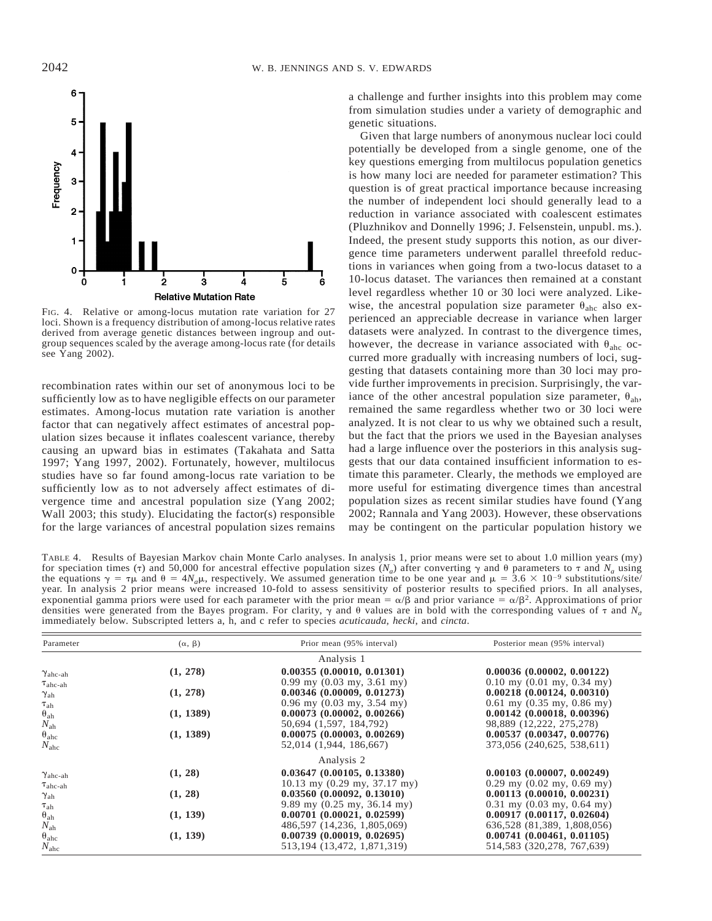FIG. 4. Relative or among-locus mutation rate variation for 27 loci. Shown is a frequency distribution of among-locus relative rates derived from average genetic distances between ingroup and outgroup sequences scaled by the average among-locus rate (for details see Yang 2002).

recombination rates within our set of anonymous loci to be sufficiently low as to have negligible effects on our parameter estimates. Among-locus mutation rate variation is another factor that can negatively affect estimates of ancestral population sizes because it inflates coalescent variance, thereby causing an upward bias in estimates (Takahata and Satta 1997; Yang 1997, 2002). Fortunately, however, multilocus studies have so far found among-locus rate variation to be sufficiently low as to not adversely affect estimates of divergence time and ancestral population size (Yang 2002; Wall 2003; this study). Elucidating the factor(s) responsible for the large variances of ancestral population sizes remains a challenge and further insights into this problem may come from simulation studies under a variety of demographic and genetic situations.

Given that large numbers of anonymous nuclear loci could potentially be developed from a single genome, one of the key questions emerging from multilocus population genetics is how many loci are needed for parameter estimation? This question is of great practical importance because increasing the number of independent loci should generally lead to a reduction in variance associated with coalescent estimates (Pluzhnikov and Donnelly 1996; J. Felsenstein, unpubl. ms.). Indeed, the present study supports this notion, as our divergence time parameters underwent parallel threefold reductions in variances when going from a two-locus dataset to a 10-locus dataset. The variances then remained at a constant level regardless whether 10 or 30 loci were analyzed. Likewise, the ancestral population size parameter $\theta_{ahc}$ also experienced an appreciable decrease in variance when larger datasets were analyzed. In contrast to the divergence times, however, the decrease in variance associated with $\theta_{ahc}$ occurred more gradually with increasing numbers of loci, suggesting that datasets containing more than 30 loci may provide further improvements in precision. Surprisingly, the variance of the other ancestral population size parameter, $\theta_{ah}$, remained the same regardless whether two or 30 loci were analyzed. It is not clear to us why we obtained such a result, but the fact that the priors we used in the Bayesian analyses had a large influence over the posteriors in this analysis suggests that our data contained insufficient information to estimate this parameter. Clearly, the methods we employed are more useful for estimating divergence times than ancestral population sizes as recent similar studies have found (Yang 2002; Rannala and Yang 2003). However, these observations may be contingent on the particular population history we

TABLE 4. Results of Bayesian Markov chain Monte Carlo analyses. In analysis 1, prior means were set to about 1.0 million years (my) for speciation times ($\tau$) and 50,000 for ancestral effective population sizes ($N_a$) after converting $\gamma$ and $\theta$ parameters to $\tau$ and $N_a$ using the equations $\gamma = \tau\mu$ and $\theta = 4N_a\mu$, respectively. We assumed generation time to be one year and $\mu = 3.6 \times 10^{-9}$ substitutions/site/year. In analysis 2 prior means were increased 10-fold to assess sensitivity of posterior results to specified priors. In all analyses, exponential gamma priors were used for each parameter with the prior mean = $\alpha/\beta$ and prior variance = $\alpha/\beta^2$. Approximations of prior densities were generated from the Bayes program. For clarity, $\gamma$ and $\theta$ values are in bold with the corresponding values of $\tau$ and $N_a$ immediately below. Subscripted letters a, h, and c refer to species *acuticauda*, *hecki*, and *cincta*.

| Parameter | ($\alpha$, $\beta$) | Prior mean (95% interval) | Posterior mean (95% interval) |
|---|---|---|---|
| | | Analysis 1 | |
| $\gamma_{ahc\text{-}ah}$ | **(1, 278)** | **0.00355 (0.00010, 0.01301)** | **0.00036 (0.00002, 0.00122)** |
| $\tau_{ahc\text{-}ah}$ | | 0.99 my (0.03 my, 3.61 my) | 0.10 my (0.01 my, 0.34 my) |
| $\gamma_{ah}$ | **(1, 278)** | **0.00346 (0.00009, 0.01273)** | **0.00218 (0.00124, 0.00310)** |
| $\tau_{ah}$ | | 0.96 my (0.03 my, 3.54 my) | 0.61 my (0.35 my, 0.86 my) |
| $\theta_{ah}$ | **(1, 1389)** | **0.00073 (0.00002, 0.00266)** | **0.00142 (0.00018, 0.00396)** |
| $N_{ah}$ | | 50,694 (1,597, 184,792) | 98,889 (12,222, 275,278) |
| $\theta_{ahc}$ | **(1, 1389)** | **0.00075 (0.00003, 0.00269)** | **0.00537 (0.00347, 0.00776)** |
| $N_{ahc}$ | | 52,014 (1,944, 186,667) | 373,056 (240,625, 538,611) |
| | | Analysis 2 | |
| $\gamma_{ahc\text{-}ah}$ | **(1, 28)** | **0.03647 (0.00105, 0.13380)** | **0.00103 (0.00007, 0.00249)** |
| $\tau_{ahc\text{-}ah}$ | | 10.13 my (0.29 my, 37.17 my) | 0.29 my (0.02 my, 0.69 my) |
| $\gamma_{ah}$ | **(1, 28)** | **0.03560 (0.00092, 0.13010)** | **0.00113 (0.00010, 0.00231)** |
| $\tau_{ah}$ | | 9.89 my (0.25 my, 36.14 my) | 0.31 my (0.03 my, 0.64 my) |
| $\theta_{ah}$ | **(1, 139)** | **0.00701 (0.00021, 0.02599)** | **0.00917 (0.00117, 0.02604)** |
| $N_{ah}$ | | 486,597 (14,236, 1,805,069) | 636,528 (81,389, 1,808,056) |
| $\theta_{ahc}$ | **(1, 139)** | **0.00739 (0.00019, 0.02695)** | **0.00741 (0.00461, 0.01105)** |
| $N_{ahc}$ | | 513,194 (13,472, 1,871,319) | 514,583 (320,278, 767,639) |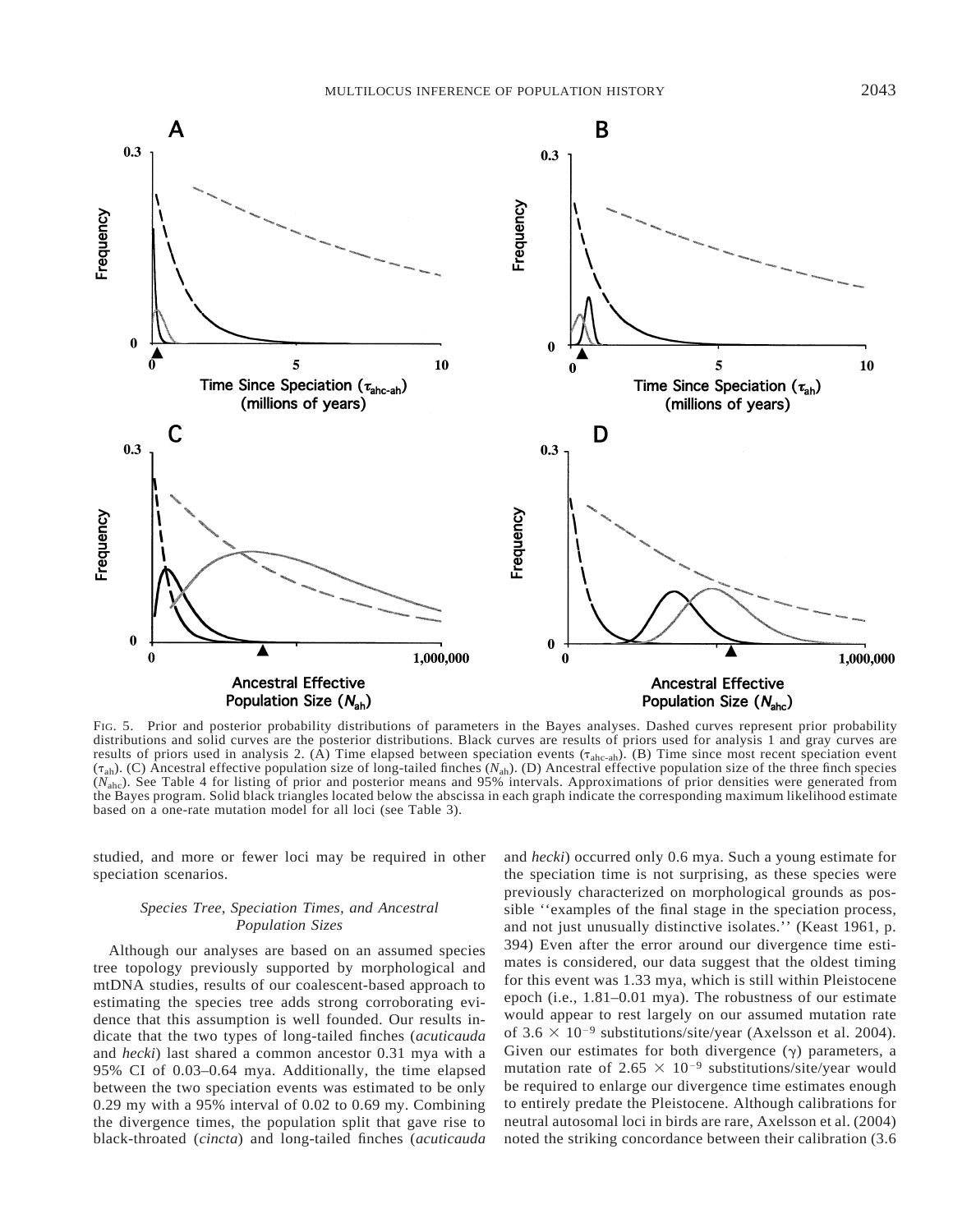FIG. 5. Prior and posterior probability distributions of parameters in the Bayes analyses. Dashed curves represent prior probability distributions and solid curves are the posterior distributions. Black curves are results of priors used for analysis 1 and gray curves are results of priors used in analysis 2. (A) Time elapsed between speciation events ($\tau_{ahc\text{-}ah}$). (B) Time since most recent speciation event ($\tau_{ah}$). (C) Ancestral effective population size of long-tailed finches ($N_{ah}$). (D) Ancestral effective population size of the three finch species ($N_{ahc}$). See Table 4 for listing of prior and posterior means and 95% intervals. Approximations of prior densities were generated from the Bayes program. Solid black triangles located below the abscissa in each graph indicate the corresponding maximum likelihood estimate based on a one-rate mutation model for all loci (see Table 3).

studied, and more or fewer loci may be required in other speciation scenarios.

### *Species Tree, Speciation Times, and Ancestral Population Sizes*

Although our analyses are based on an assumed species tree topology previously supported by morphological and mtDNA studies, results of our coalescent-based approach to estimating the species tree adds strong corroborating evidence that this assumption is well founded. Our results indicate that the two types of long-tailed finches (*acuticauda* and *hecki*) last shared a common ancestor 0.31 mya with a 95% CI of 0.03–0.64 mya. Additionally, the time elapsed between the two speciation events was estimated to be only 0.29 my with a 95% interval of 0.02 to 0.69 my. Combining the divergence times, the population split that gave rise to black-throated (*cincta*) and long-tailed finches (*acuticauda* and *hecki*) occurred only 0.6 mya. Such a young estimate for the speciation time is not surprising, as these species were previously characterized on morphological grounds as possible ''examples of the final stage in the speciation process, and not just unusually distinctive isolates.'' (Keast 1961, p. 394) Even after the error around our divergence time estimates is considered, our data suggest that the oldest timing for this event was 1.33 mya, which is still within Pleistocene epoch (i.e., 1.81–0.01 mya). The robustness of our estimate would appear to rest largely on our assumed mutation rate of $3.6 \times 10^{-9}$ substitutions/site/year (Axelsson et al. 2004). Given our estimates for both divergence ($\gamma$) parameters, a mutation rate of $2.65 \times 10^{-9}$ substitutions/site/year would be required to enlarge our divergence time estimates enough to entirely predate the Pleistocene. Although calibrations for neutral autosomal loci in birds are rare, Axelsson et al. (2004) noted the striking concordance between their calibration (3.6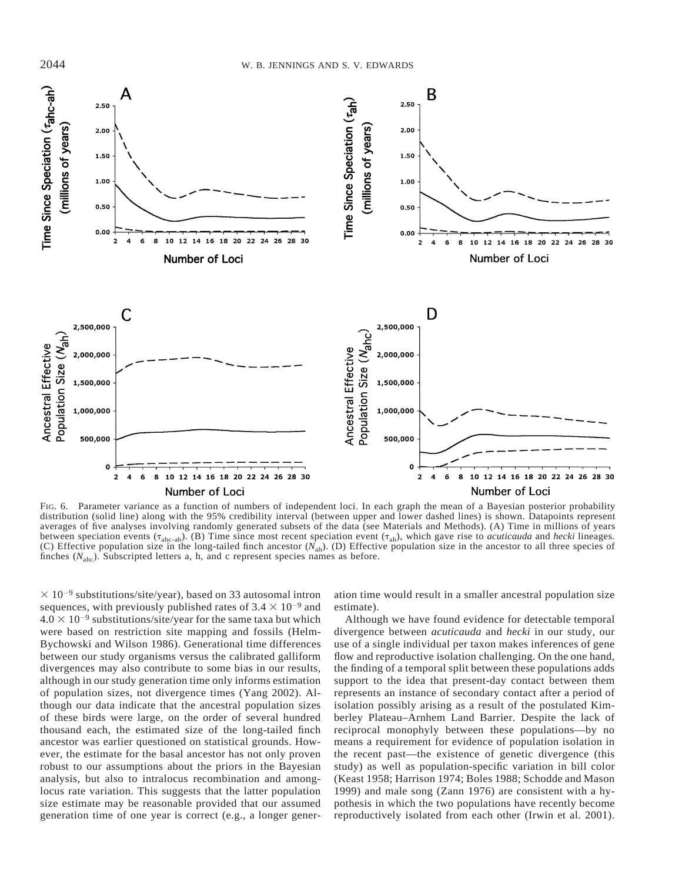FIG. 6. Parameter variance as a function of numbers of independent loci. In each graph the mean of a Bayesian posterior probability distribution (solid line) along with the 95% credibility interval (between upper and lower dashed lines) is shown. Datapoints represent averages of five analyses involving randomly generated subsets of the data (see Materials and Methods). (A) Time in millions of years between speciation events ($\tau_{ahc\text{-}ah}$). (B) Time since most recent speciation event ($\tau_{ah}$), which gave rise to *acuticauda* and *hecki* lineages. (C) Effective population size in the long-tailed finch ancestor ($N_{ah}$). (D) Effective population size in the ancestor to all three species of finches ($N_{ahc}$). Subscripted letters a, h, and c represent species names as before.

$\times 10^{-9}$ substitutions/site/year), based on 33 autosomal intron sequences, with previously published rates of $3.4 \times 10^{-9}$ and $4.0 \times 10^{-9}$ substitutions/site/year for the same taxa but which were based on restriction site mapping and fossils (Helm-Bychowski and Wilson 1986). Generational time differences between our study organisms versus the calibrated galliform divergences may also contribute to some bias in our results, although in our study generation time only informs estimation of population sizes, not divergence times (Yang 2002). Although our data indicate that the ancestral population sizes of these birds were large, on the order of several hundred thousand each, the estimated size of the long-tailed finch ancestor was earlier questioned on statistical grounds. However, the estimate for the basal ancestor has not only proven robust to our assumptions about the priors in the Bayesian analysis, but also to intralocus recombination and among-locus rate variation. This suggests that the latter population size estimate may be reasonable provided that our assumed generation time of one year is correct (e.g., a longer generation time would result in a smaller ancestral population size estimate).

Although we have found evidence for detectable temporal divergence between *acuticauda* and *hecki* in our study, our use of a single individual per taxon makes inferences of gene flow and reproductive isolation challenging. On the one hand, the finding of a temporal split between these populations adds support to the idea that present-day contact between them represents an instance of secondary contact after a period of isolation possibly arising as a result of the postulated Kimberley Plateau–Arnhem Land Barrier. Despite the lack of reciprocal monophyly between these populations—by no means a requirement for evidence of population isolation in the recent past—the existence of genetic divergence (this study) as well as population-specific variation in bill color (Keast 1958; Harrison 1974; Boles 1988; Schodde and Mason 1999) and male song (Zann 1976) are consistent with a hypothesis in which the two populations have recently become reproductively isolated from each other (Irwin et al. 2001).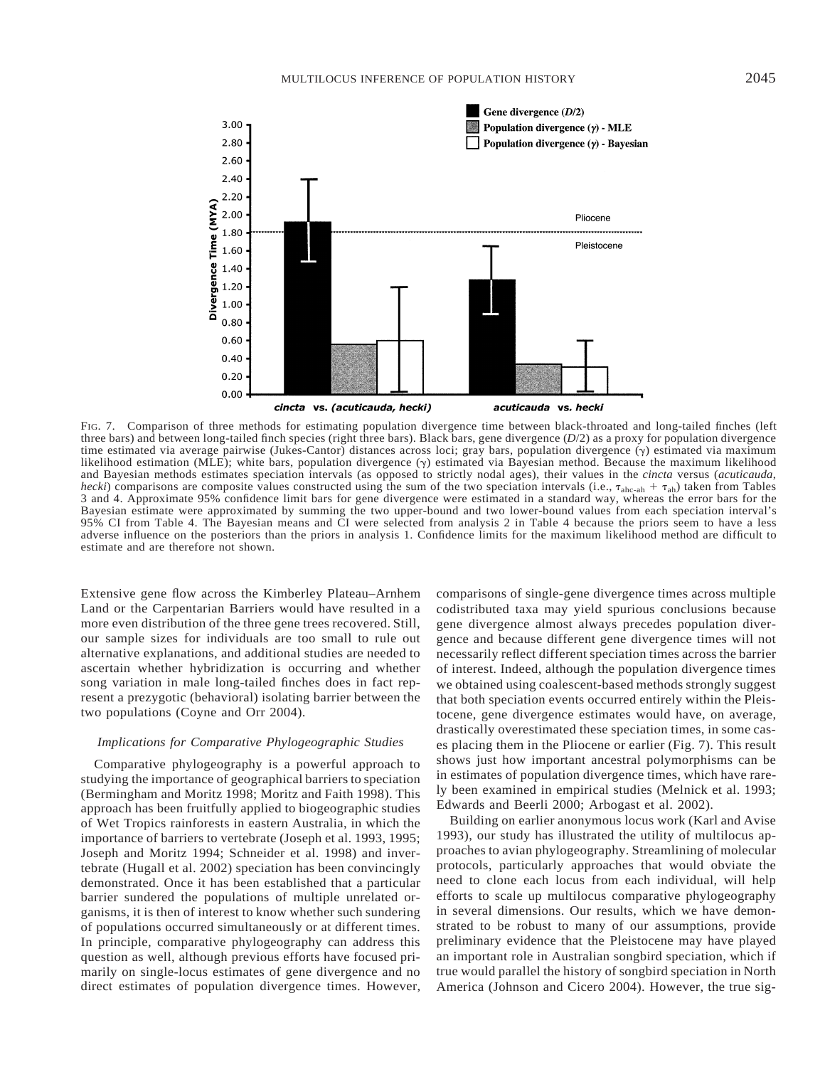FIG. 7. Comparison of three methods for estimating population divergence time between black-throated and long-tailed finches (left three bars) and between long-tailed finch species (right three bars). Black bars, gene divergence ($D$/2) as a proxy for population divergence time estimated via average pairwise (Jukes-Cantor) distances across loci; gray bars, population divergence ($\gamma$) estimated via maximum likelihood estimation (MLE); white bars, population divergence ($\gamma$) estimated via Bayesian method. Because the maximum likelihood and Bayesian methods estimates speciation intervals (as opposed to strictly nodal ages), their values in the *cincta* versus (*acuticauda*, *hecki*) comparisons are composite values constructed using the sum of the two speciation intervals (i.e., $\tau_{ahc\text{-}ah} + \tau_{ah}$) taken from Tables 3 and 4. Approximate 95% confidence limit bars for gene divergence were estimated in a standard way, whereas the error bars for the Bayesian estimate were approximated by summing the two upper-bound and two lower-bound values from each speciation interval's 95% CI from Table 4. The Bayesian means and CI were selected from analysis 2 in Table 4 because the priors seem to have a less adverse influence on the posteriors than the priors in analysis 1. Confidence limits for the maximum likelihood method are difficult to estimate and are therefore not shown.

Extensive gene flow across the Kimberley Plateau–Arnhem Land or the Carpentarian Barriers would have resulted in a more even distribution of the three gene trees recovered. Still, our sample sizes for individuals are too small to rule out alternative explanations, and additional studies are needed to ascertain whether hybridization is occurring and whether song variation in male long-tailed finches does in fact represent a prezygotic (behavioral) isolating barrier between the two populations (Coyne and Orr 2004).

### *Implications for Comparative Phylogeographic Studies*

Comparative phylogeography is a powerful approach to studying the importance of geographical barriers to speciation (Bermingham and Moritz 1998; Moritz and Faith 1998). This approach has been fruitfully applied to biogeographic studies of Wet Tropics rainforests in eastern Australia, in which the importance of barriers to vertebrate (Joseph et al. 1993, 1995; Joseph and Moritz 1994; Schneider et al. 1998) and invertebrate (Hugall et al. 2002) speciation has been convincingly demonstrated. Once it has been established that a particular barrier sundered the populations of multiple unrelated organisms, it is then of interest to know whether such sundering of populations occurred simultaneously or at different times. In principle, comparative phylogeography can address this question as well, although previous efforts have focused primarily on single-locus estimates of gene divergence and no direct estimates of population divergence times. However, comparisons of single-gene divergence times across multiple codistributed taxa may yield spurious conclusions because gene divergence almost always precedes population divergence and because different gene divergence times will not necessarily reflect different speciation times across the barrier of interest. Indeed, although the population divergence times we obtained using coalescent-based methods strongly suggest that both speciation events occurred entirely within the Pleistocene, gene divergence estimates would have, on average, drastically overestimated these speciation times, in some cases placing them in the Pliocene or earlier (Fig. 7). This result shows just how important ancestral polymorphisms can be in estimates of population divergence times, which have rarely been examined in empirical studies (Melnick et al. 1993; Edwards and Beerli 2000; Arbogast et al. 2002).

Building on earlier anonymous locus work (Karl and Avise 1993), our study has illustrated the utility of multilocus approaches to avian phylogeography. Streamlining of molecular protocols, particularly approaches that would obviate the need to clone each locus from each individual, will help efforts to scale up multilocus comparative phylogeography in several dimensions. Our results, which we have demonstrated to be robust to many of our assumptions, provide preliminary evidence that the Pleistocene may have played an important role in Australian songbird speciation, which if true would parallel the history of songbird speciation in North America (Johnson and Cicero 2004). However, the true sig-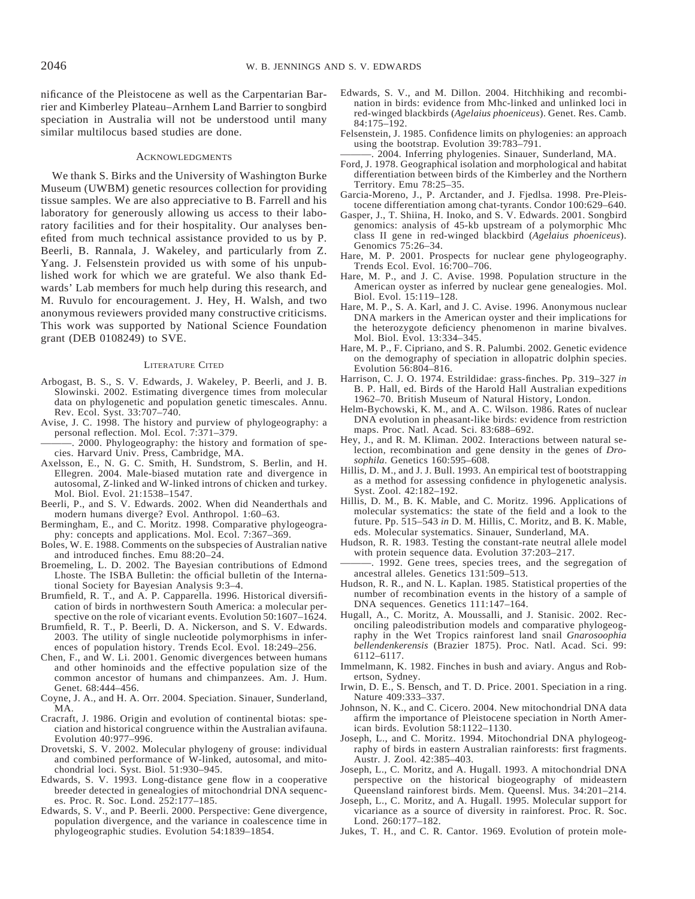nificance of the Pleistocene as well as the Carpentarian Barrier and Kimberley Plateau–Arnhem Land Barrier to songbird speciation in Australia will not be understood until many similar multilocus based studies are done.

## Acknowledgments

We thank S. Birks and the University of Washington Burke Museum (UWBM) genetic resources collection for providing tissue samples. We are also appreciative to B. Farrell and his laboratory for generously allowing us access to their laboratory facilities and for their hospitality. Our analyses benefited from much technical assistance provided to us by P. Beerli, B. Rannala, J. Wakeley, and particularly from Z. Yang. J. Felsenstein provided us with some of his unpublished work for which we are grateful. We also thank Edwards' Lab members for much help during this research, and M. Ruvulo for encouragement. J. Hey, H. Walsh, and two anonymous reviewers provided many constructive criticisms. This work was supported by National Science Foundation grant (DEB 0108249) to SVE.

## Literature Cited

Arbogast, B. S., S. V. Edwards, J. Wakeley, P. Beerli, and J. B. Slowinski. 2002. Estimating divergence times from molecular data on phylogenetic and population genetic timescales. Annu. Rev. Ecol. Syst. 33:707–740.

Avise, J. C. 1998. The history and purview of phylogeography: a personal reflection. Mol. Ecol. 7:371–379.

———. 2000. Phylogeography: the history and formation of species. Harvard Univ. Press, Cambridge, MA.

Axelsson, E., N. G. C. Smith, H. Sundstrom, S. Berlin, and H. Ellegren. 2004. Male-biased mutation rate and divergence in autosomal, Z-linked and W-linked introns of chicken and turkey. Mol. Biol. Evol. 21:1538–1547.

Beerli, P., and S. V. Edwards. 2002. When did Neanderthals and modern humans diverge? Evol. Anthropol. 1:60–63.

Bermingham, E., and C. Moritz. 1998. Comparative phylogeography: concepts and applications. Mol. Ecol. 7:367–369.

Boles, W. E. 1988. Comments on the subspecies of Australian native and introduced finches. Emu 88:20–24.

Broemeling, L. D. 2002. The Bayesian contributions of Edmond Lhoste. The ISBA Bulletin: the official bulletin of the International Society for Bayesian Analysis 9:3–4.

Brumfield, R. T., and A. P. Capparella. 1996. Historical diversification of birds in northwestern South America: a molecular perspective on the role of vicariant events. Evolution 50:1607–1624.

Brumfield, R. T., P. Beerli, D. A. Nickerson, and S. V. Edwards. 2003. The utility of single nucleotide polymorphisms in inferences of population history. Trends Ecol. Evol. 18:249–256.

Chen, F., and W. Li. 2001. Genomic divergences between humans and other hominoids and the effective population size of the common ancestor of humans and chimpanzees. Am. J. Hum. Genet. 68:444–456.

Coyne, J. A., and H. A. Orr. 2004. Speciation. Sinauer, Sunderland, MA.

Cracraft, J. 1986. Origin and evolution of continental biotas: speciation and historical congruence within the Australian avifauna. Evolution 40:977–996.

Drovetski, S. V. 2002. Molecular phylogeny of grouse: individual and combined performance of W-linked, autosomal, and mitochondrial loci. Syst. Biol. 51:930–945.

Edwards, S. V. 1993. Long-distance gene flow in a cooperative breeder detected in genealogies of mitochondrial DNA sequences. Proc. R. Soc. Lond. 252:177–185.

Edwards, S. V., and P. Beerli. 2000. Perspective: Gene divergence, population divergence, and the variance in coalescence time in phylogeographic studies. Evolution 54:1839–1854.

Edwards, S. V., and M. Dillon. 2004. Hitchhiking and recombination in birds: evidence from Mhc-linked and unlinked loci in red-winged blackbirds (*Agelaius phoeniceus*). Genet. Res. Camb. 84:175–192.

Felsenstein, J. 1985. Confidence limits on phylogenies: an approach using the bootstrap. Evolution 39:783–791.

———. 2004. Inferring phylogenies. Sinauer, Sunderland, MA.

Ford, J. 1978. Geographical isolation and morphological and habitat differentiation between birds of the Kimberley and the Northern Territory. Emu 78:25–35.

Garcia-Moreno, J., P. Arctander, and J. Fjedlsa. 1998. Pre-Pleistocene differentiation among chat-tyrants. Condor 100:629–640.

Gasper, J., T. Shiina, H. Inoko, and S. V. Edwards. 2001. Songbird genomics: analysis of 45-kb upstream of a polymorphic Mhc class II gene in red-winged blackbird (*Agelaius phoeniceus*). Genomics 75:26–34.

Hare, M. P. 2001. Prospects for nuclear gene phylogeography. Trends Ecol. Evol. 16:700–706.

Hare, M. P., and J. C. Avise. 1998. Population structure in the American oyster as inferred by nuclear gene genealogies. Mol. Biol. Evol. 15:119–128.

Hare, M. P., S. A. Karl, and J. C. Avise. 1996. Anonymous nuclear DNA markers in the American oyster and their implications for the heterozygote deficiency phenomenon in marine bivalves. Mol. Biol. Evol. 13:334–345.

Hare, M. P., F. Cipriano, and S. R. Palumbi. 2002. Genetic evidence on the demography of speciation in allopatric dolphin species. Evolution 56:804–816.

Harrison, C. J. O. 1974. Estrildidae: grass-finches. Pp. 319–327 *in* B. P. Hall, ed. Birds of the Harold Hall Australian expeditions 1962–70. British Museum of Natural History, London.

Helm-Bychowski, K. M., and A. C. Wilson. 1986. Rates of nuclear DNA evolution in pheasant-like birds: evidence from restriction maps. Proc. Natl. Acad. Sci. 83:688–692.

Hey, J., and R. M. Kliman. 2002. Interactions between natural selection, recombination and gene density in the genes of *Drosophila*. Genetics 160:595–608.

Hillis, D. M., and J. J. Bull. 1993. An empirical test of bootstrapping as a method for assessing confidence in phylogenetic analysis. Syst. Zool. 42:182–192.

Hillis, D. M., B. K. Mable, and C. Moritz. 1996. Applications of molecular systematics: the state of the field and a look to the future. Pp. 515–543 *in* D. M. Hillis, C. Moritz, and B. K. Mable, eds. Molecular systematics. Sinauer, Sunderland, MA.

Hudson, R. R. 1983. Testing the constant-rate neutral allele model with protein sequence data. Evolution 37:203–217.

———. 1992. Gene trees, species trees, and the segregation of ancestral alleles. Genetics 131:509–513.

Hudson, R. R., and N. L. Kaplan. 1985. Statistical properties of the number of recombination events in the history of a sample of DNA sequences. Genetics 111:147–164.

Hugall, A., C. Moritz, A. Moussalli, and J. Stanisic. 2002. Reconciling paleodistribution models and comparative phylogeography in the Wet Tropics rainforest land snail *Gnarosoophia bellendenkerensis* (Brazier 1875). Proc. Natl. Acad. Sci. 99: 6112–6117.

Immelmann, K. 1982. Finches in bush and aviary. Angus and Robertson, Sydney.

Irwin, D. E., S. Bensch, and T. D. Price. 2001. Speciation in a ring. Nature 409:333–337.

Johnson, N. K., and C. Cicero. 2004. New mitochondrial DNA data affirm the importance of Pleistocene speciation in North American birds. Evolution 58:1122–1130.

Joseph, L., and C. Moritz. 1994. Mitochondrial DNA phylogeography of birds in eastern Australian rainforests: first fragments. Austr. J. Zool. 42:385–403.

Joseph, L., C. Moritz, and A. Hugall. 1993. A mitochondrial DNA perspective on the historical biogeography of mideastern Queensland rainforest birds. Mem. Queensl. Mus. 34:201–214.

Joseph, L., C. Moritz, and A. Hugall. 1995. Molecular support for vicariance as a source of diversity in rainforest. Proc. R. Soc. Lond. 260:177–182.

Jukes, T. H., and C. R. Cantor. 1969. Evolution of protein mole-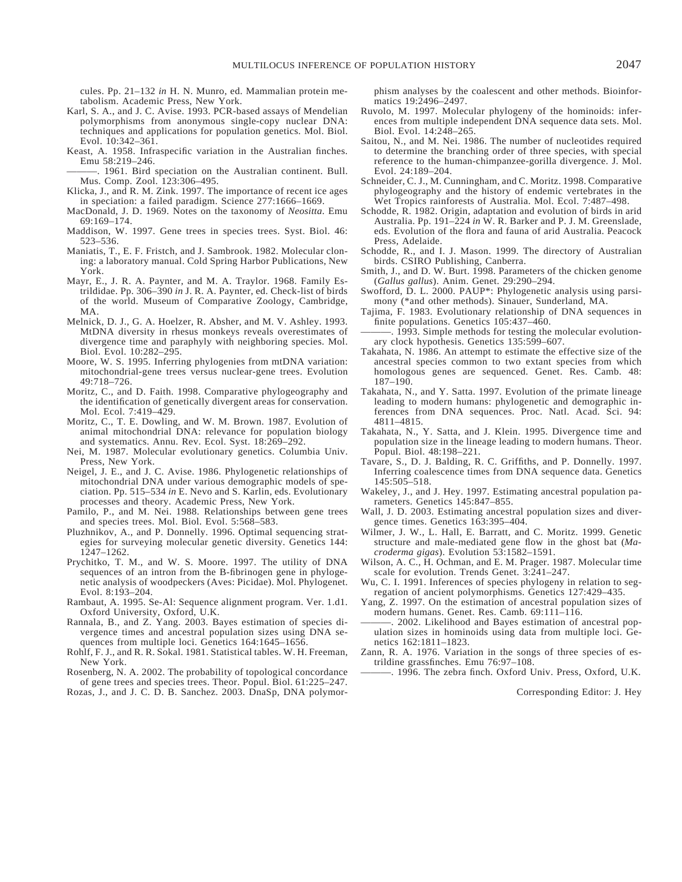cules. Pp. 21–132 *in* H. N. Munro, ed. Mammalian protein metabolism. Academic Press, New York.

Karl, S. A., and J. C. Avise. 1993. PCR-based assays of Mendelian polymorphisms from anonymous single-copy nuclear DNA: techniques and applications for population genetics. Mol. Biol. Evol. 10:342–361.

Keast, A. 1958. Infraspecific variation in the Australian finches. Emu 58:219–246.

———. 1961. Bird speciation on the Australian continent. Bull. Mus. Comp. Zool. 123:306–495.

Klicka, J., and R. M. Zink. 1997. The importance of recent ice ages in speciation: a failed paradigm. Science 277:1666–1669.

MacDonald, J. D. 1969. Notes on the taxonomy of *Neositta*. Emu 69:169–174.

Maddison, W. 1997. Gene trees in species trees. Syst. Biol. 46: 523–536.

Maniatis, T., E. F. Fristch, and J. Sambrook. 1982. Molecular cloning: a laboratory manual. Cold Spring Harbor Publications, New York.

Mayr, E., J. R. A. Paynter, and M. A. Traylor. 1968. Family Estrildidae. Pp. 306–390 *in* J. R. A. Paynter, ed. Check-list of birds of the world. Museum of Comparative Zoology, Cambridge, MA.

Melnick, D. J., G. A. Hoelzer, R. Absher, and M. V. Ashley. 1993. MtDNA diversity in rhesus monkeys reveals overestimates of divergence time and paraphyly with neighboring species. Mol. Biol. Evol. 10:282–295.

Moore, W. S. 1995. Inferring phylogenies from mtDNA variation: mitochondrial-gene trees versus nuclear-gene trees. Evolution 49:718–726.

Moritz, C., and D. Faith. 1998. Comparative phylogeography and the identification of genetically divergent areas for conservation. Mol. Ecol. 7:419–429.

Moritz, C., T. E. Dowling, and W. M. Brown. 1987. Evolution of animal mitochondrial DNA: relevance for population biology and systematics. Annu. Rev. Ecol. Syst. 18:269–292.

Nei, M. 1987. Molecular evolutionary genetics. Columbia Univ. Press, New York.

Neigel, J. E., and J. C. Avise. 1986. Phylogenetic relationships of mitochondrial DNA under various demographic models of speciation. Pp. 515–534 *in* E. Nevo and S. Karlin, eds. Evolutionary processes and theory. Academic Press, New York.

Pamilo, P., and M. Nei. 1988. Relationships between gene trees and species trees. Mol. Biol. Evol. 5:568–583.

Pluzhnikov, A., and P. Donnelly. 1996. Optimal sequencing strategies for surveying molecular genetic diversity. Genetics 144: 1247–1262.

Prychitko, T. M., and W. S. Moore. 1997. The utility of DNA sequences of an intron from the B-fibrinogen gene in phylogenetic analysis of woodpeckers (Aves: Picidae). Mol. Phylogenet. Evol. 8:193–204.

Rambaut, A. 1995. Se-Al: Sequence alignment program. Ver. 1.d1. Oxford University, Oxford, U.K.

Rannala, B., and Z. Yang. 2003. Bayes estimation of species divergence times and ancestral population sizes using DNA sequences from multiple loci. Genetics 164:1645–1656.

Rohlf, F. J., and R. R. Sokal. 1981. Statistical tables. W. H. Freeman, New York.

Rosenberg, N. A. 2002. The probability of topological concordance of gene trees and species trees. Theor. Popul. Biol. 61:225–247.

Rozas, J., and J. C. D. B. Sanchez. 2003. DnaSp, DNA polymorphism analyses by the coalescent and other methods. Bioinformatics 19:2496–2497.

Ruvolo, M. 1997. Molecular phylogeny of the hominoids: inferences from multiple independent DNA sequence data sets. Mol. Biol. Evol. 14:248–265.

Saitou, N., and M. Nei. 1986. The number of nucleotides required to determine the branching order of three species, with special reference to the human-chimpanzee-gorilla divergence. J. Mol. Evol. 24:189–204.

Schneider, C. J., M. Cunningham, and C. Moritz. 1998. Comparative phylogeography and the history of endemic vertebrates in the Wet Tropics rainforests of Australia. Mol. Ecol. 7:487–498.

Schodde, R. 1982. Origin, adaptation and evolution of birds in arid Australia. Pp. 191–224 *in* W. R. Barker and P. J. M. Greenslade, eds. Evolution of the flora and fauna of arid Australia. Peacock Press, Adelaide.

Schodde, R., and I. J. Mason. 1999. The directory of Australian birds. CSIRO Publishing, Canberra.

Smith, J., and D. W. Burt. 1998. Parameters of the chicken genome (*Gallus gallus*). Anim. Genet. 29:290–294.

Swofford, D. L. 2000. PAUP*: Phylogenetic analysis using parsimony (*and other methods). Sinauer, Sunderland, MA.

Tajima, F. 1983. Evolutionary relationship of DNA sequences in finite populations. Genetics 105:437–460.

———. 1993. Simple methods for testing the molecular evolutionary clock hypothesis. Genetics 135:599–607.

Takahata, N. 1986. An attempt to estimate the effective size of the ancestral species common to two extant species from which homologous genes are sequenced. Genet. Res. Camb. 48: 187–190.

Takahata, N., and Y. Satta. 1997. Evolution of the primate lineage leading to modern humans: phylogenetic and demographic inferences from DNA sequences. Proc. Natl. Acad. Sci. 94: 4811–4815.

Takahata, N., Y. Satta, and J. Klein. 1995. Divergence time and population size in the lineage leading to modern humans. Theor. Popul. Biol. 48:198–221.

Tavare, S., D. J. Balding, R. C. Griffiths, and P. Donnelly. 1997. Inferring coalescence times from DNA sequence data. Genetics 145:505–518.

Wakeley, J., and J. Hey. 1997. Estimating ancestral population parameters. Genetics 145:847–855.

Wall, J. D. 2003. Estimating ancestral population sizes and divergence times. Genetics 163:395–404.

Wilmer, J. W., L. Hall, E. Barratt, and C. Moritz. 1999. Genetic structure and male-mediated gene flow in the ghost bat (*Macroderma gigas*). Evolution 53:1582–1591.

Wilson, A. C., H. Ochman, and E. M. Prager. 1987. Molecular time scale for evolution. Trends Genet. 3:241–247.

Wu, C. I. 1991. Inferences of species phylogeny in relation to segregation of ancient polymorphisms. Genetics 127:429–435.

Yang, Z. 1997. On the estimation of ancestral population sizes of modern humans. Genet. Res. Camb. 69:111–116.

———. 2002. Likelihood and Bayes estimation of ancestral population sizes in hominoids using data from multiple loci. Genetics 162:1811–1823.

Zann, R. A. 1976. Variation in the songs of three species of estrildine grassfinches. Emu 76:97–108.

———. 1996. The zebra finch. Oxford Univ. Press, Oxford, U.K.

Corresponding Editor: J. Hey